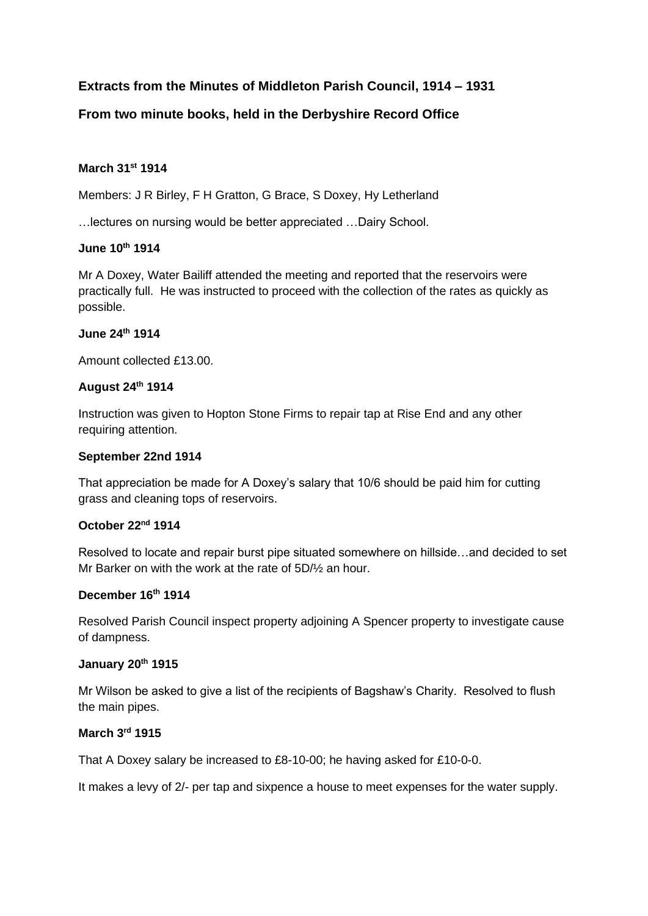## Extracts from the Minutes of Middleton Parish Council, 1914 – 1931

## From two minute books, held in the Derbyshire Record Office

**March 31st 1914**

Members: J R Birley, F H Gratton, G Brace, S Doxey, Hy Letherland

…lectures on nursing would be better appreciated …Dairy School.

**June 10th 1914**

Mr A Doxey, Water Bailiff attended the meeting and reported that the reservoirs were practically full. He was instructed to proceed with the collection of the rates as quickly as possible.

**June 24th 1914**

Amount collected £13.00.

**August 24th 1914**

Instruction was given to Hopton Stone Firms to repair tap at Rise End and any other requiring attention.

**September 22nd 1914**

That appreciation be made for A Doxey's salary that 10/6 should be paid him for cutting grass and cleaning tops of reservoirs.

**October 22nd 1914**

Resolved to locate and repair burst pipe situated somewhere on hillside…and decided to set Mr Barker on with the work at the rate of 5D/½ an hour.

**December 16th 1914**

Resolved Parish Council inspect property adjoining A Spencer property to investigate cause of dampness.

**January 20th 1915**

Mr Wilson be asked to give a list of the recipients of Bagshaw's Charity. Resolved to flush the main pipes.

**March 3rd 1915**

That A Doxey salary be increased to £8-10-00; he having asked for £10-0-0.

It makes a levy of 2/- per tap and sixpence a house to meet expenses for the water supply.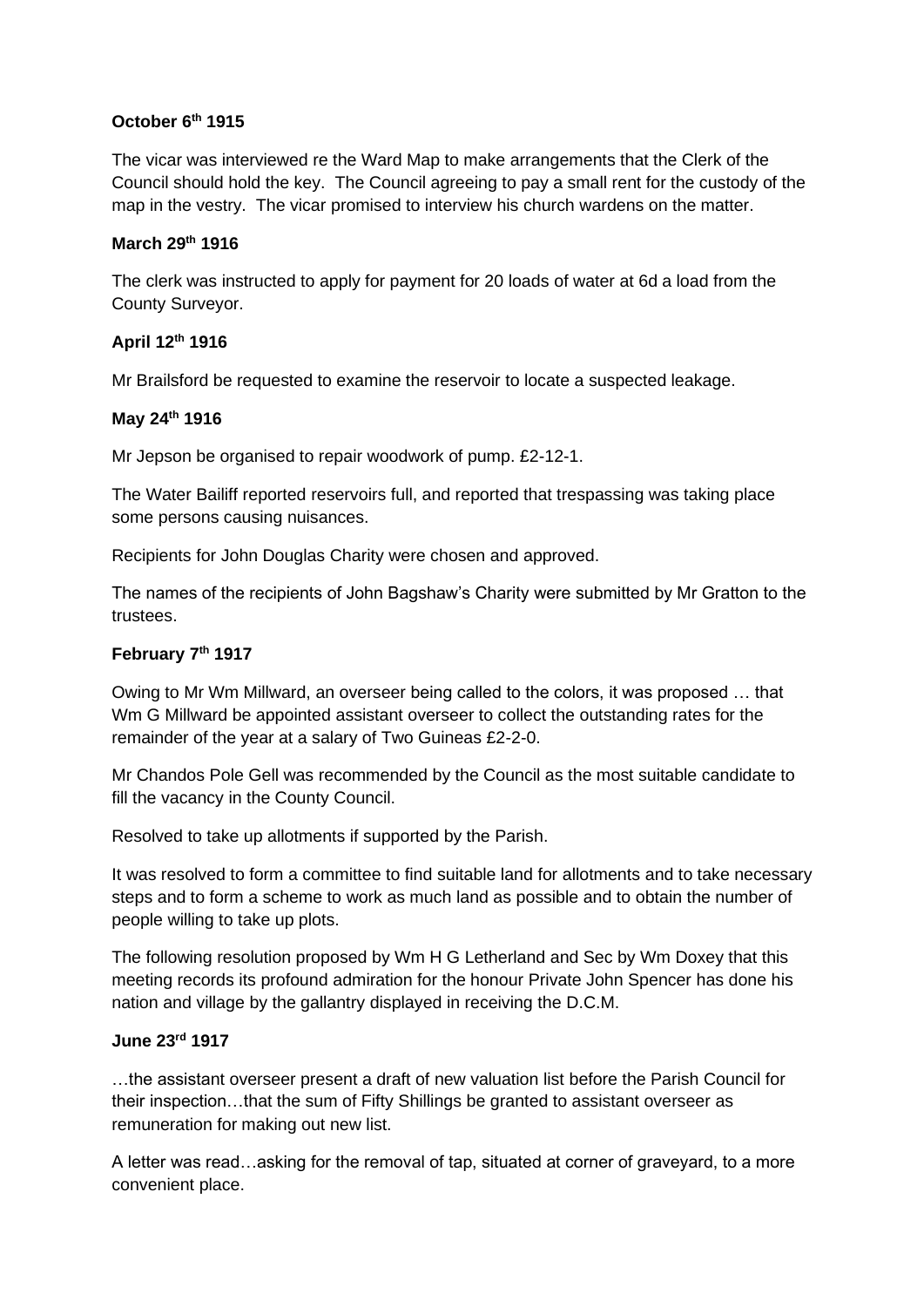**October 6th 1915**

The vicar was interviewed re the Ward Map to make arrangements that the Clerk of the Council should hold the key. The Council agreeing to pay a small rent for the custody of the map in the vestry. The vicar promised to interview his church wardens on the matter.

**March 29th 1916**

The clerk was instructed to apply for payment for 20 loads of water at 6d a load from the County Surveyor.

**April 12th 1916**

Mr Brailsford be requested to examine the reservoir to locate a suspected leakage.

**May 24th 1916**

Mr Jepson be organised to repair woodwork of pump. £2-12-1.

The Water Bailiff reported reservoirs full, and reported that trespassing was taking place some persons causing nuisances.

Recipients for John Douglas Charity were chosen and approved.

The names of the recipients of John Bagshaw's Charity were submitted by Mr Gratton to the trustees.

**February 7th 1917**

Owing to Mr Wm Millward, an overseer being called to the colors, it was proposed … that Wm G Millward be appointed assistant overseer to collect the outstanding rates for the remainder of the year at a salary of Two Guineas £2-2-0.

Mr Chandos Pole Gell was recommended by the Council as the most suitable candidate to fill the vacancy in the County Council.

Resolved to take up allotments if supported by the Parish.

It was resolved to form a committee to find suitable land for allotments and to take necessary steps and to form a scheme to work as much land as possible and to obtain the number of people willing to take up plots.

The following resolution proposed by Wm H G Letherland and Sec by Wm Doxey that this meeting records its profound admiration for the honour Private John Spencer has done his nation and village by the gallantry displayed in receiving the D.C.M.

**June 23rd 1917**

…the assistant overseer present a draft of new valuation list before the Parish Council for their inspection…that the sum of Fifty Shillings be granted to assistant overseer as remuneration for making out new list.

A letter was read…asking for the removal of tap, situated at corner of graveyard, to a more convenient place.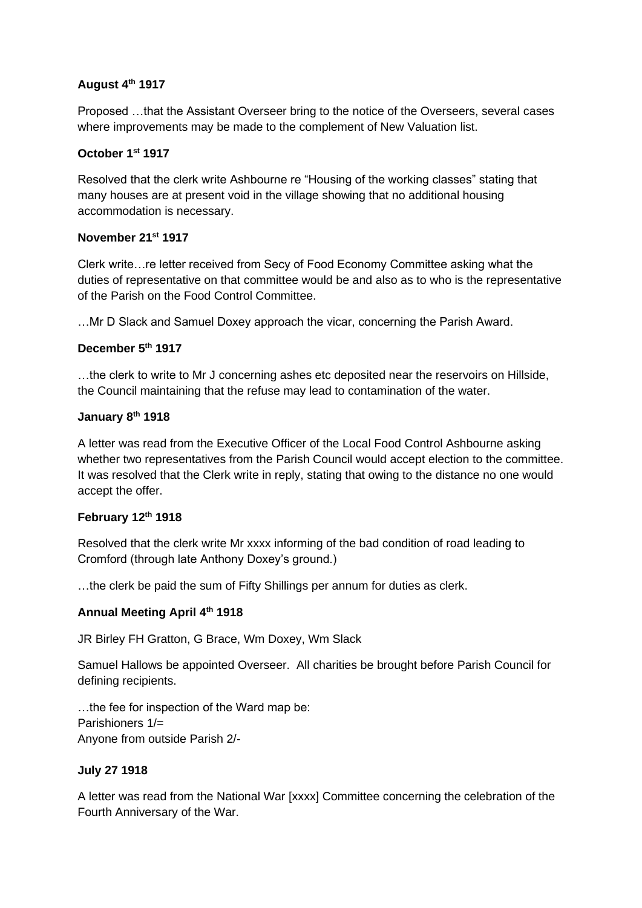**August 4th 1917**

Proposed …that the Assistant Overseer bring to the notice of the Overseers, several cases where improvements may be made to the complement of New Valuation list.

**October 1st 1917**

Resolved that the clerk write Ashbourne re "Housing of the working classes" stating that many houses are at present void in the village showing that no additional housing accommodation is necessary.

**November 21st 1917**

Clerk write…re letter received from Secy of Food Economy Committee asking what the duties of representative on that committee would be and also as to who is the representative of the Parish on the Food Control Committee.

…Mr D Slack and Samuel Doxey approach the vicar, concerning the Parish Award.

**December 5th 1917**

…the clerk to write to Mr J concerning ashes etc deposited near the reservoirs on Hillside, the Council maintaining that the refuse may lead to contamination of the water.

**January 8th 1918**

A letter was read from the Executive Officer of the Local Food Control Ashbourne asking whether two representatives from the Parish Council would accept election to the committee. It was resolved that the Clerk write in reply, stating that owing to the distance no one would accept the offer.

**February 12th 1918**

Resolved that the clerk write Mr xxxx informing of the bad condition of road leading to Cromford (through late Anthony Doxey's ground.)

…the clerk be paid the sum of Fifty Shillings per annum for duties as clerk.

**Annual Meeting April 4th 1918**

JR Birley FH Gratton, G Brace, Wm Doxey, Wm Slack

Samuel Hallows be appointed Overseer. All charities be brought before Parish Council for defining recipients.

…the fee for inspection of the Ward map be:
Parishioners 1/=
Anyone from outside Parish 2/-

**July 27 1918**

A letter was read from the National War [xxxx] Committee concerning the celebration of the Fourth Anniversary of the War.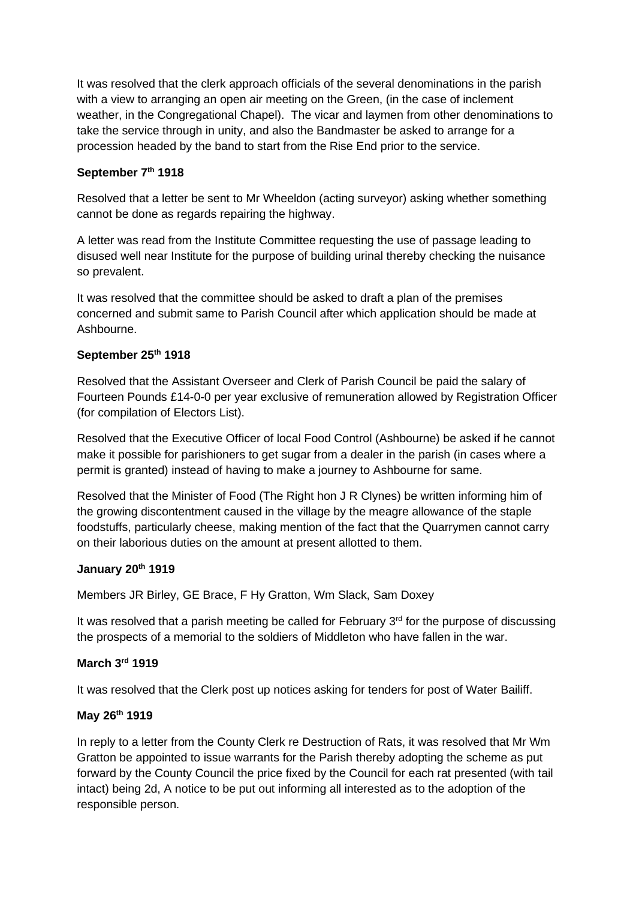It was resolved that the clerk approach officials of the several denominations in the parish with a view to arranging an open air meeting on the Green, (in the case of inclement weather, in the Congregational Chapel). The vicar and laymen from other denominations to take the service through in unity, and also the Bandmaster be asked to arrange for a procession headed by the band to start from the Rise End prior to the service.

**September 7th 1918**

Resolved that a letter be sent to Mr Wheeldon (acting surveyor) asking whether something cannot be done as regards repairing the highway.

A letter was read from the Institute Committee requesting the use of passage leading to disused well near Institute for the purpose of building urinal thereby checking the nuisance so prevalent.

It was resolved that the committee should be asked to draft a plan of the premises concerned and submit same to Parish Council after which application should be made at Ashbourne.

**September 25th 1918**

Resolved that the Assistant Overseer and Clerk of Parish Council be paid the salary of Fourteen Pounds £14-0-0 per year exclusive of remuneration allowed by Registration Officer (for compilation of Electors List).

Resolved that the Executive Officer of local Food Control (Ashbourne) be asked if he cannot make it possible for parishioners to get sugar from a dealer in the parish (in cases where a permit is granted) instead of having to make a journey to Ashbourne for same.

Resolved that the Minister of Food (The Right hon J R Clynes) be written informing him of the growing discontentment caused in the village by the meagre allowance of the staple foodstuffs, particularly cheese, making mention of the fact that the Quarrymen cannot carry on their laborious duties on the amount at present allotted to them.

**January 20th 1919**

Members JR Birley, GE Brace, F Hy Gratton, Wm Slack, Sam Doxey

It was resolved that a parish meeting be called for February 3rd for the purpose of discussing the prospects of a memorial to the soldiers of Middleton who have fallen in the war.

**March 3rd 1919**

It was resolved that the Clerk post up notices asking for tenders for post of Water Bailiff.

**May 26th 1919**

In reply to a letter from the County Clerk re Destruction of Rats, it was resolved that Mr Wm Gratton be appointed to issue warrants for the Parish thereby adopting the scheme as put forward by the County Council the price fixed by the Council for each rat presented (with tail intact) being 2d, A notice to be put out informing all interested as to the adoption of the responsible person.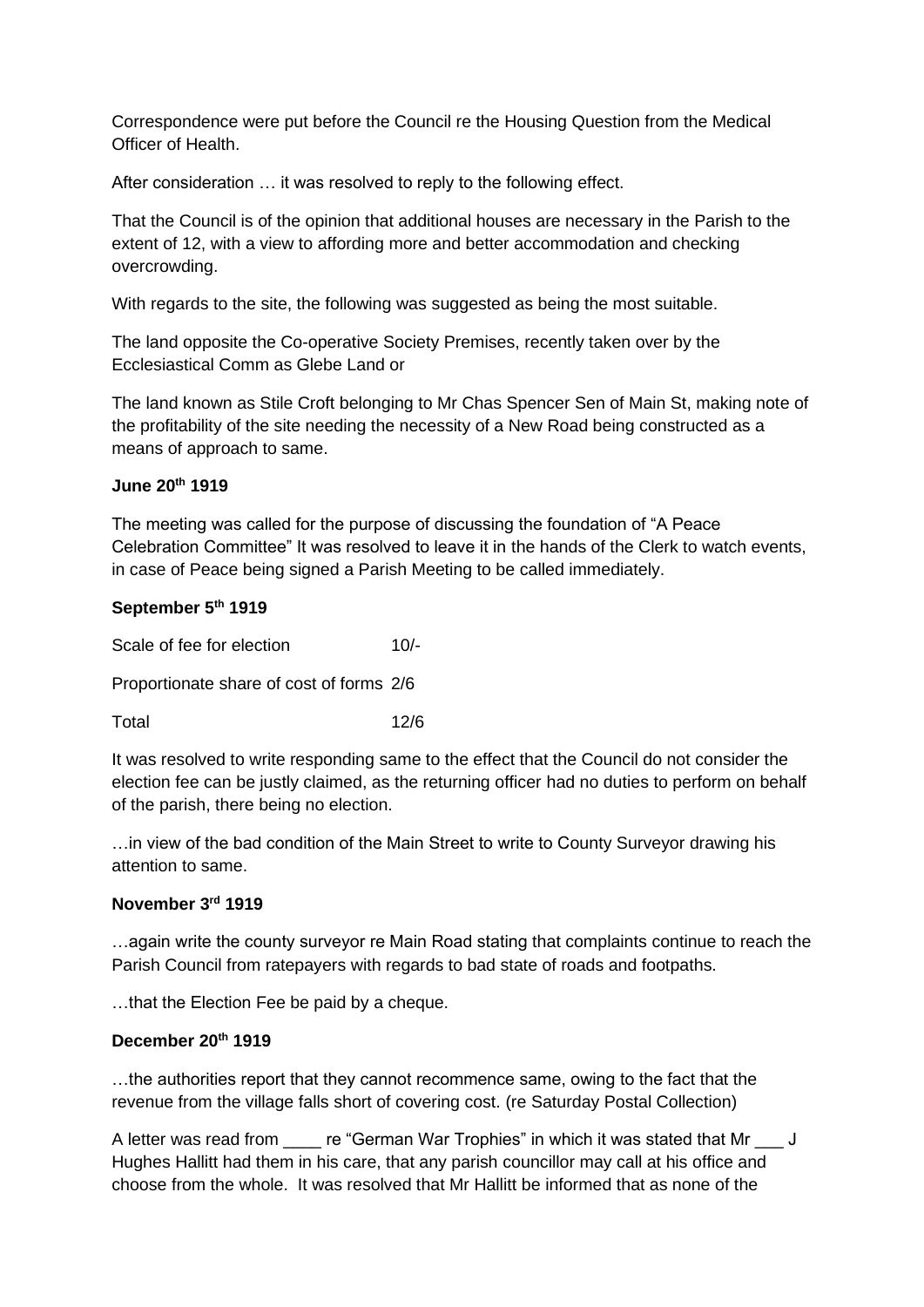Correspondence were put before the Council re the Housing Question from the Medical Officer of Health.

After consideration … it was resolved to reply to the following effect.

That the Council is of the opinion that additional houses are necessary in the Parish to the extent of 12, with a view to affording more and better accommodation and checking overcrowding.

With regards to the site, the following was suggested as being the most suitable.

The land opposite the Co-operative Society Premises, recently taken over by the Ecclesiastical Comm as Glebe Land or

The land known as Stile Croft belonging to Mr Chas Spencer Sen of Main St, making note of the profitability of the site needing the necessity of a New Road being constructed as a means of approach to same.

**June 20th 1919**

The meeting was called for the purpose of discussing the foundation of "A Peace Celebration Committee" It was resolved to leave it in the hands of the Clerk to watch events, in case of Peace being signed a Parish Meeting to be called immediately.

**September 5th 1919**

| | |
|---|---|
| Scale of fee for election | 10/- |
| Proportionate share of cost of forms | 2/6 |
| Total | 12/6 |

It was resolved to write responding same to the effect that the Council do not consider the election fee can be justly claimed, as the returning officer had no duties to perform on behalf of the parish, there being no election.

…in view of the bad condition of the Main Street to write to County Surveyor drawing his attention to same.

**November 3rd 1919**

…again write the county surveyor re Main Road stating that complaints continue to reach the Parish Council from ratepayers with regards to bad state of roads and footpaths.

…that the Election Fee be paid by a cheque.

**December 20th 1919**

…the authorities report that they cannot recommence same, owing to the fact that the revenue from the village falls short of covering cost. (re Saturday Postal Collection)

A letter was read from ____ re "German War Trophies" in which it was stated that Mr ___ J Hughes Hallitt had them in his care, that any parish councillor may call at his office and choose from the whole. It was resolved that Mr Hallitt be informed that as none of the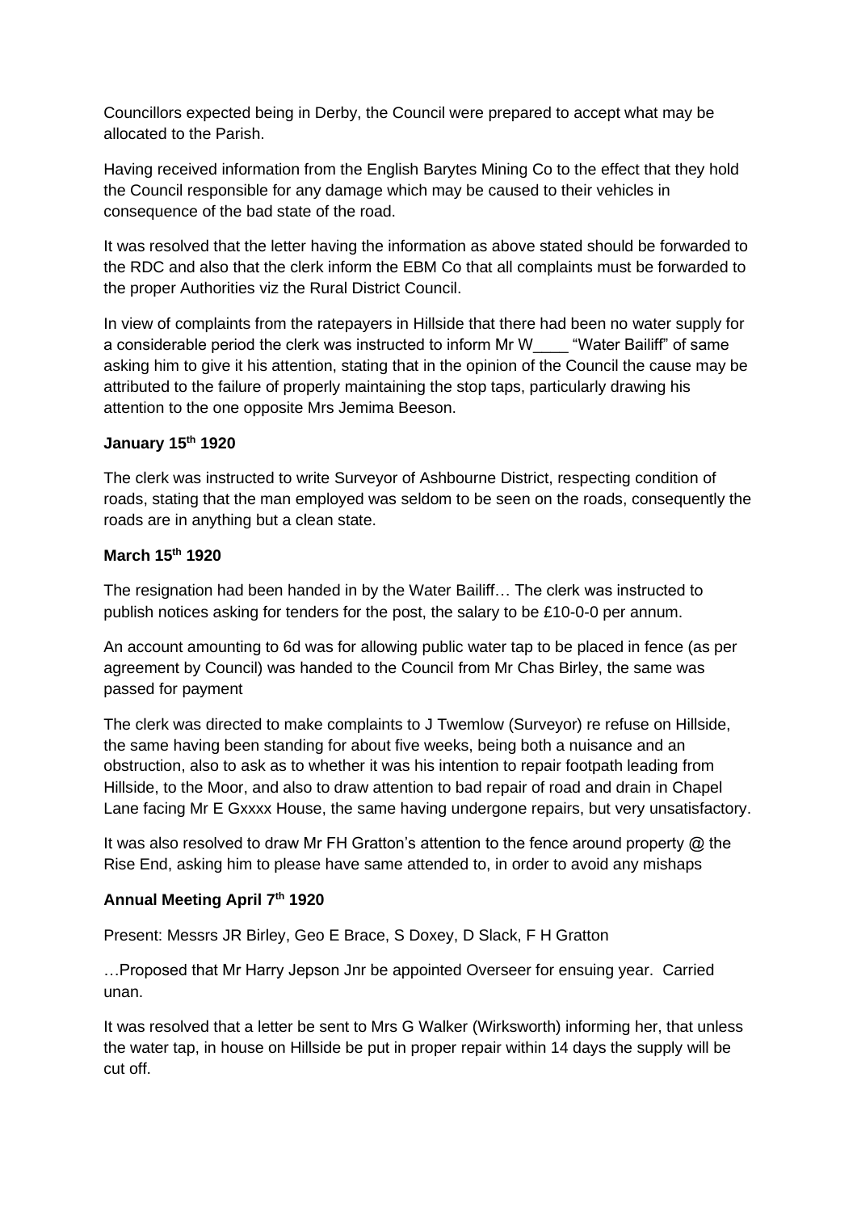Councillors expected being in Derby, the Council were prepared to accept what may be allocated to the Parish.

Having received information from the English Barytes Mining Co to the effect that they hold the Council responsible for any damage which may be caused to their vehicles in consequence of the bad state of the road.

It was resolved that the letter having the information as above stated should be forwarded to the RDC and also that the clerk inform the EBM Co that all complaints must be forwarded to the proper Authorities viz the Rural District Council.

In view of complaints from the ratepayers in Hillside that there had been no water supply for a considerable period the clerk was instructed to inform Mr W____ "Water Bailiff" of same asking him to give it his attention, stating that in the opinion of the Council the cause may be attributed to the failure of properly maintaining the stop taps, particularly drawing his attention to the one opposite Mrs Jemima Beeson.

**January 15th 1920**

The clerk was instructed to write Surveyor of Ashbourne District, respecting condition of roads, stating that the man employed was seldom to be seen on the roads, consequently the roads are in anything but a clean state.

**March 15th 1920**

The resignation had been handed in by the Water Bailiff… The clerk was instructed to publish notices asking for tenders for the post, the salary to be £10-0-0 per annum.

An account amounting to 6d was for allowing public water tap to be placed in fence (as per agreement by Council) was handed to the Council from Mr Chas Birley, the same was passed for payment

The clerk was directed to make complaints to J Twemlow (Surveyor) re refuse on Hillside, the same having been standing for about five weeks, being both a nuisance and an obstruction, also to ask as to whether it was his intention to repair footpath leading from Hillside, to the Moor, and also to draw attention to bad repair of road and drain in Chapel Lane facing Mr E Gxxxx House, the same having undergone repairs, but very unsatisfactory.

It was also resolved to draw Mr FH Gratton's attention to the fence around property @ the Rise End, asking him to please have same attended to, in order to avoid any mishaps

**Annual Meeting April 7th 1920**

Present: Messrs JR Birley, Geo E Brace, S Doxey, D Slack, F H Gratton

…Proposed that Mr Harry Jepson Jnr be appointed Overseer for ensuing year. Carried unan.

It was resolved that a letter be sent to Mrs G Walker (Wirksworth) informing her, that unless the water tap, in house on Hillside be put in proper repair within 14 days the supply will be cut off.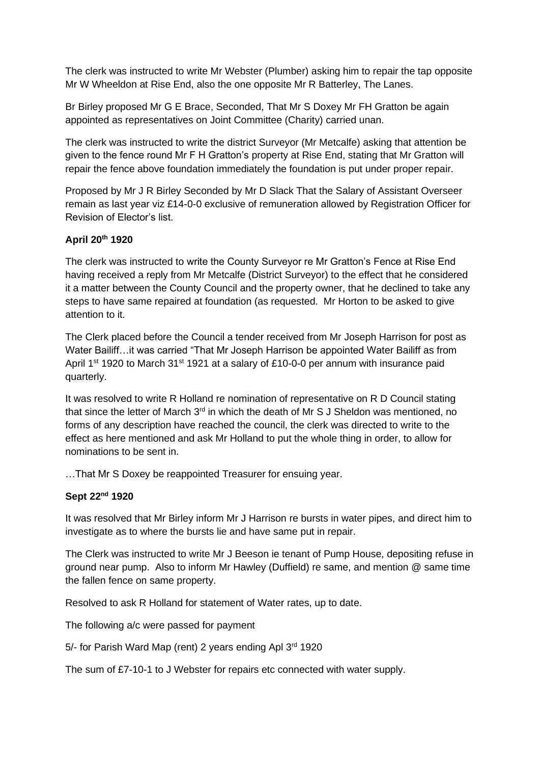The clerk was instructed to write Mr Webster (Plumber) asking him to repair the tap opposite Mr W Wheeldon at Rise End, also the one opposite Mr R Batterley, The Lanes.

Br Birley proposed Mr G E Brace, Seconded, That Mr S Doxey Mr FH Gratton be again appointed as representatives on Joint Committee (Charity) carried unan.

The clerk was instructed to write the district Surveyor (Mr Metcalfe) asking that attention be given to the fence round Mr F H Gratton's property at Rise End, stating that Mr Gratton will repair the fence above foundation immediately the foundation is put under proper repair.

Proposed by Mr J R Birley Seconded by Mr D Slack That the Salary of Assistant Overseer remain as last year viz £14-0-0 exclusive of remuneration allowed by Registration Officer for Revision of Elector's list.

**April 20th 1920**

The clerk was instructed to write the County Surveyor re Mr Gratton's Fence at Rise End having received a reply from Mr Metcalfe (District Surveyor) to the effect that he considered it a matter between the County Council and the property owner, that he declined to take any steps to have same repaired at foundation (as requested. Mr Horton to be asked to give attention to it.

The Clerk placed before the Council a tender received from Mr Joseph Harrison for post as Water Bailiff…it was carried "That Mr Joseph Harrison be appointed Water Bailiff as from April 1st 1920 to March 31st 1921 at a salary of £10-0-0 per annum with insurance paid quarterly.

It was resolved to write R Holland re nomination of representative on R D Council stating that since the letter of March 3rd in which the death of Mr S J Sheldon was mentioned, no forms of any description have reached the council, the clerk was directed to write to the effect as here mentioned and ask Mr Holland to put the whole thing in order, to allow for nominations to be sent in.

…That Mr S Doxey be reappointed Treasurer for ensuing year.

**Sept 22nd 1920**

It was resolved that Mr Birley inform Mr J Harrison re bursts in water pipes, and direct him to investigate as to where the bursts lie and have same put in repair.

The Clerk was instructed to write Mr J Beeson ie tenant of Pump House, depositing refuse in ground near pump. Also to inform Mr Hawley (Duffield) re same, and mention @ same time the fallen fence on same property.

Resolved to ask R Holland for statement of Water rates, up to date.

The following a/c were passed for payment

5/- for Parish Ward Map (rent) 2 years ending Apl 3rd 1920

The sum of £7-10-1 to J Webster for repairs etc connected with water supply.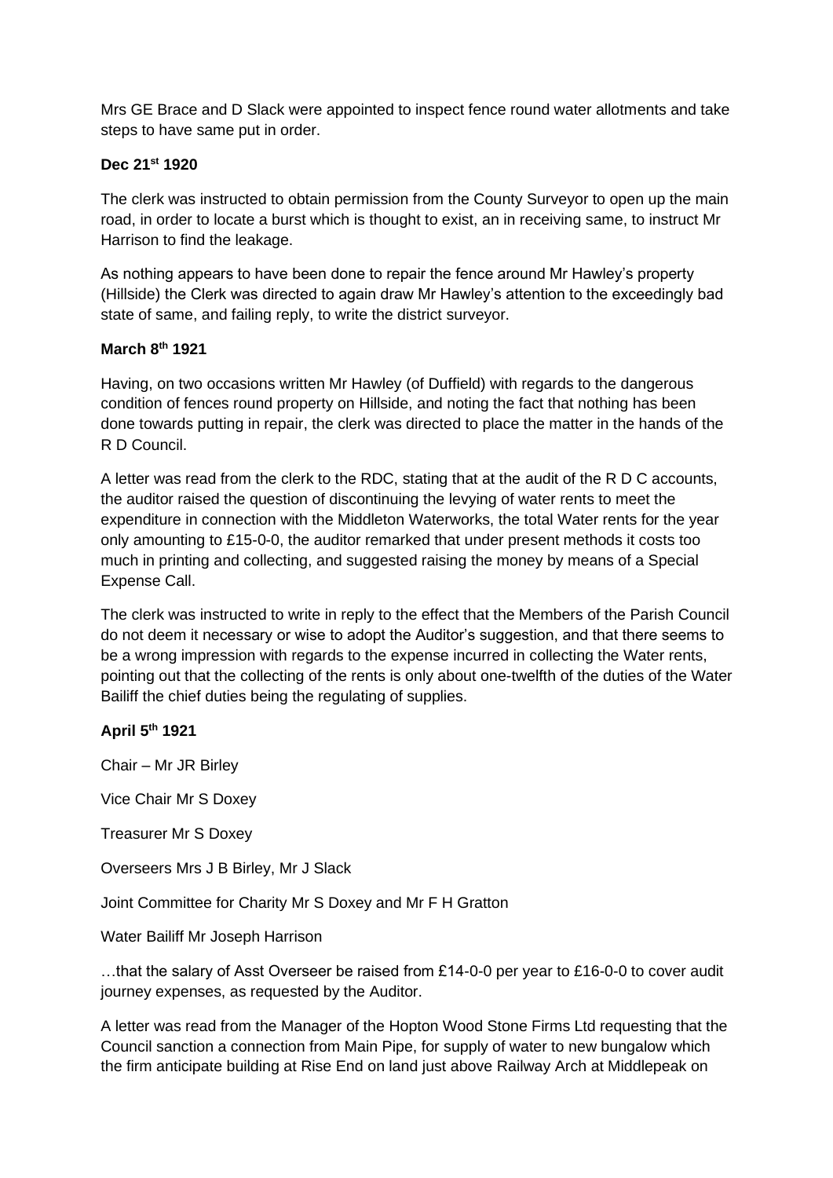Mrs GE Brace and D Slack were appointed to inspect fence round water allotments and take steps to have same put in order.

**Dec 21st 1920**

The clerk was instructed to obtain permission from the County Surveyor to open up the main road, in order to locate a burst which is thought to exist, an in receiving same, to instruct Mr Harrison to find the leakage.

As nothing appears to have been done to repair the fence around Mr Hawley's property (Hillside) the Clerk was directed to again draw Mr Hawley's attention to the exceedingly bad state of same, and failing reply, to write the district surveyor.

**March 8th 1921**

Having, on two occasions written Mr Hawley (of Duffield) with regards to the dangerous condition of fences round property on Hillside, and noting the fact that nothing has been done towards putting in repair, the clerk was directed to place the matter in the hands of the R D Council.

A letter was read from the clerk to the RDC, stating that at the audit of the R D C accounts, the auditor raised the question of discontinuing the levying of water rents to meet the expenditure in connection with the Middleton Waterworks, the total Water rents for the year only amounting to £15-0-0, the auditor remarked that under present methods it costs too much in printing and collecting, and suggested raising the money by means of a Special Expense Call.

The clerk was instructed to write in reply to the effect that the Members of the Parish Council do not deem it necessary or wise to adopt the Auditor's suggestion, and that there seems to be a wrong impression with regards to the expense incurred in collecting the Water rents, pointing out that the collecting of the rents is only about one-twelfth of the duties of the Water Bailiff the chief duties being the regulating of supplies.

**April 5th 1921**

Chair – Mr JR Birley

Vice Chair Mr S Doxey

Treasurer Mr S Doxey

Overseers Mrs J B Birley, Mr J Slack

Joint Committee for Charity Mr S Doxey and Mr F H Gratton

Water Bailiff Mr Joseph Harrison

…that the salary of Asst Overseer be raised from £14-0-0 per year to £16-0-0 to cover audit journey expenses, as requested by the Auditor.

A letter was read from the Manager of the Hopton Wood Stone Firms Ltd requesting that the Council sanction a connection from Main Pipe, for supply of water to new bungalow which the firm anticipate building at Rise End on land just above Railway Arch at Middlepeak on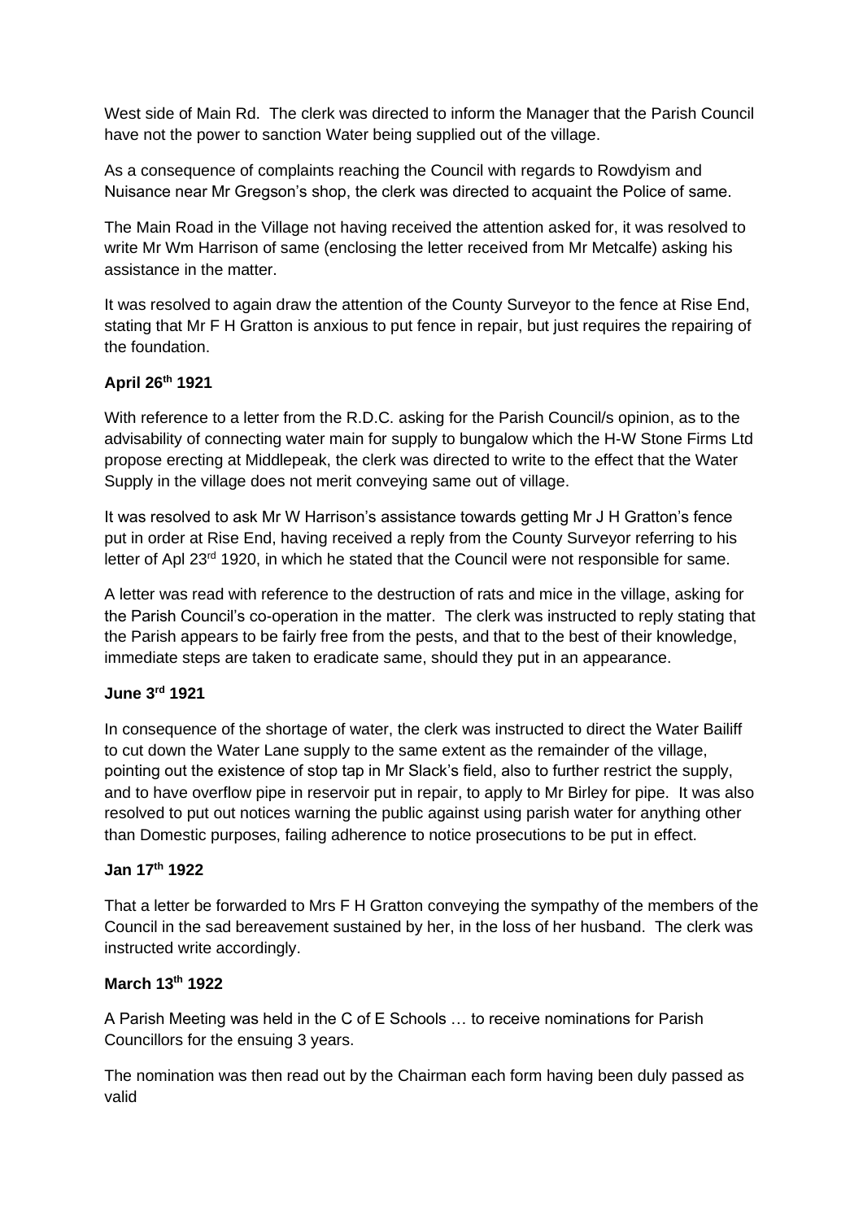West side of Main Rd. The clerk was directed to inform the Manager that the Parish Council have not the power to sanction Water being supplied out of the village.

As a consequence of complaints reaching the Council with regards to Rowdyism and Nuisance near Mr Gregson's shop, the clerk was directed to acquaint the Police of same.

The Main Road in the Village not having received the attention asked for, it was resolved to write Mr Wm Harrison of same (enclosing the letter received from Mr Metcalfe) asking his assistance in the matter.

It was resolved to again draw the attention of the County Surveyor to the fence at Rise End, stating that Mr F H Gratton is anxious to put fence in repair, but just requires the repairing of the foundation.

**April 26th 1921**

With reference to a letter from the R.D.C. asking for the Parish Council/s opinion, as to the advisability of connecting water main for supply to bungalow which the H-W Stone Firms Ltd propose erecting at Middlepeak, the clerk was directed to write to the effect that the Water Supply in the village does not merit conveying same out of village.

It was resolved to ask Mr W Harrison's assistance towards getting Mr J H Gratton's fence put in order at Rise End, having received a reply from the County Surveyor referring to his letter of Apl 23rd 1920, in which he stated that the Council were not responsible for same.

A letter was read with reference to the destruction of rats and mice in the village, asking for the Parish Council's co-operation in the matter. The clerk was instructed to reply stating that the Parish appears to be fairly free from the pests, and that to the best of their knowledge, immediate steps are taken to eradicate same, should they put in an appearance.

**June 3rd 1921**

In consequence of the shortage of water, the clerk was instructed to direct the Water Bailiff to cut down the Water Lane supply to the same extent as the remainder of the village, pointing out the existence of stop tap in Mr Slack's field, also to further restrict the supply, and to have overflow pipe in reservoir put in repair, to apply to Mr Birley for pipe. It was also resolved to put out notices warning the public against using parish water for anything other than Domestic purposes, failing adherence to notice prosecutions to be put in effect.

**Jan 17th 1922**

That a letter be forwarded to Mrs F H Gratton conveying the sympathy of the members of the Council in the sad bereavement sustained by her, in the loss of her husband. The clerk was instructed write accordingly.

**March 13th 1922**

A Parish Meeting was held in the C of E Schools … to receive nominations for Parish Councillors for the ensuing 3 years.

The nomination was then read out by the Chairman each form having been duly passed as valid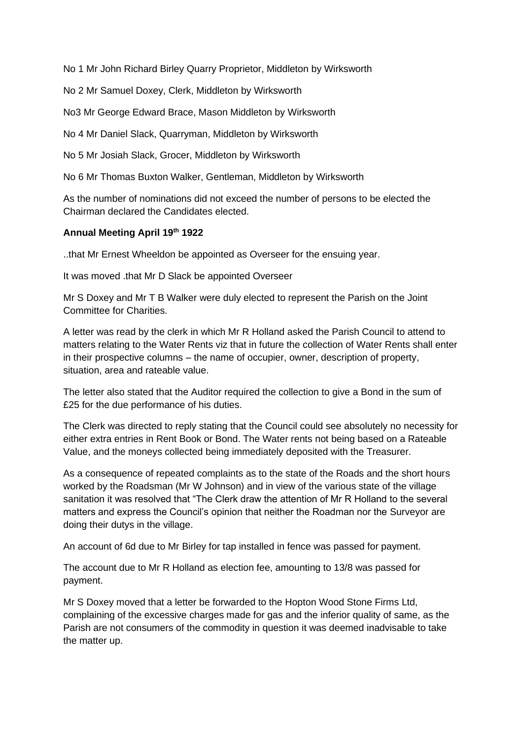No 1 Mr John Richard Birley Quarry Proprietor, Middleton by Wirksworth

No 2 Mr Samuel Doxey, Clerk, Middleton by Wirksworth

No3 Mr George Edward Brace, Mason Middleton by Wirksworth

No 4 Mr Daniel Slack, Quarryman, Middleton by Wirksworth

No 5 Mr Josiah Slack, Grocer, Middleton by Wirksworth

No 6 Mr Thomas Buxton Walker, Gentleman, Middleton by Wirksworth

As the number of nominations did not exceed the number of persons to be elected the Chairman declared the Candidates elected.

**Annual Meeting April 19th 1922**

..that Mr Ernest Wheeldon be appointed as Overseer for the ensuing year.

It was moved .that Mr D Slack be appointed Overseer

Mr S Doxey and Mr T B Walker were duly elected to represent the Parish on the Joint Committee for Charities.

A letter was read by the clerk in which Mr R Holland asked the Parish Council to attend to matters relating to the Water Rents viz that in future the collection of Water Rents shall enter in their prospective columns – the name of occupier, owner, description of property, situation, area and rateable value.

The letter also stated that the Auditor required the collection to give a Bond in the sum of £25 for the due performance of his duties.

The Clerk was directed to reply stating that the Council could see absolutely no necessity for either extra entries in Rent Book or Bond. The Water rents not being based on a Rateable Value, and the moneys collected being immediately deposited with the Treasurer.

As a consequence of repeated complaints as to the state of the Roads and the short hours worked by the Roadsman (Mr W Johnson) and in view of the various state of the village sanitation it was resolved that "The Clerk draw the attention of Mr R Holland to the several matters and express the Council's opinion that neither the Roadman nor the Surveyor are doing their dutys in the village.

An account of 6d due to Mr Birley for tap installed in fence was passed for payment.

The account due to Mr R Holland as election fee, amounting to 13/8 was passed for payment.

Mr S Doxey moved that a letter be forwarded to the Hopton Wood Stone Firms Ltd, complaining of the excessive charges made for gas and the inferior quality of same, as the Parish are not consumers of the commodity in question it was deemed inadvisable to take the matter up.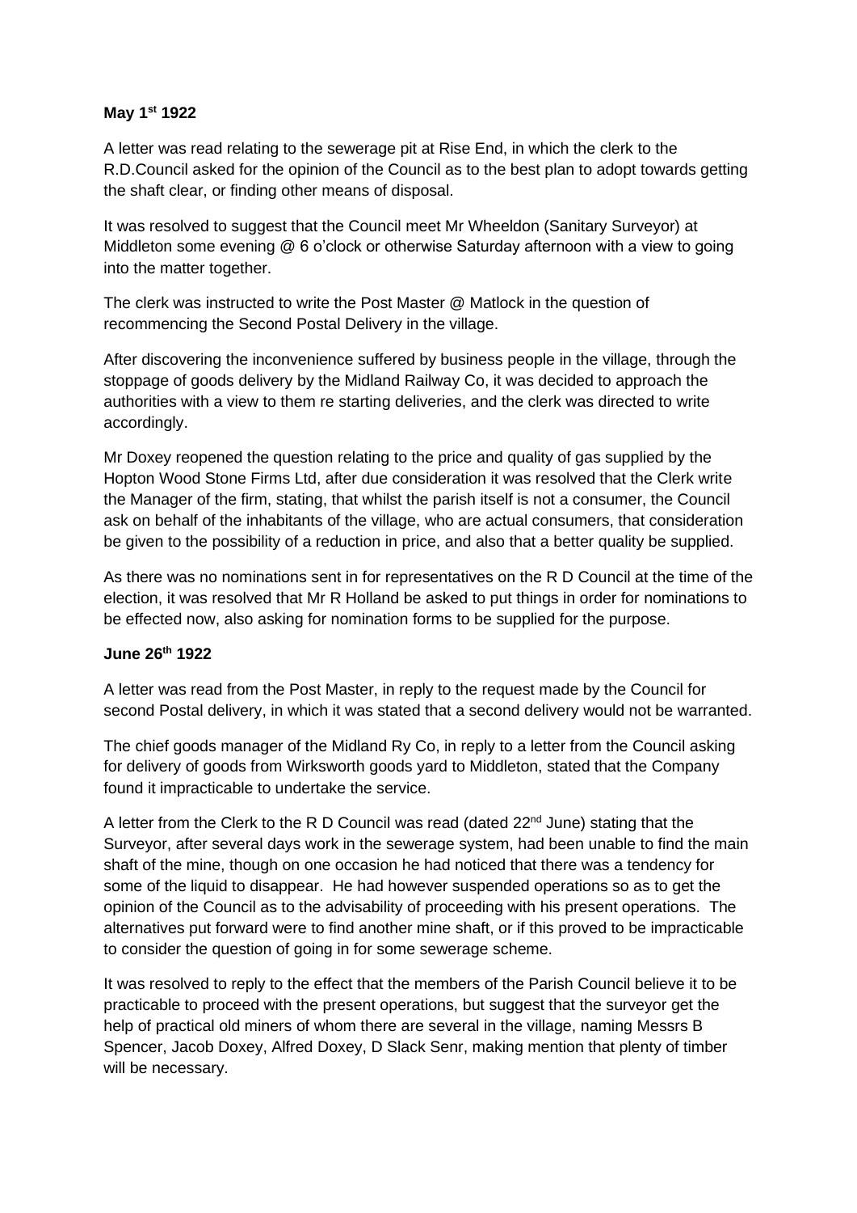**May 1st 1922**

A letter was read relating to the sewerage pit at Rise End, in which the clerk to the R.D.Council asked for the opinion of the Council as to the best plan to adopt towards getting the shaft clear, or finding other means of disposal.

It was resolved to suggest that the Council meet Mr Wheeldon (Sanitary Surveyor) at Middleton some evening @ 6 o'clock or otherwise Saturday afternoon with a view to going into the matter together.

The clerk was instructed to write the Post Master @ Matlock in the question of recommencing the Second Postal Delivery in the village.

After discovering the inconvenience suffered by business people in the village, through the stoppage of goods delivery by the Midland Railway Co, it was decided to approach the authorities with a view to them re starting deliveries, and the clerk was directed to write accordingly.

Mr Doxey reopened the question relating to the price and quality of gas supplied by the Hopton Wood Stone Firms Ltd, after due consideration it was resolved that the Clerk write the Manager of the firm, stating, that whilst the parish itself is not a consumer, the Council ask on behalf of the inhabitants of the village, who are actual consumers, that consideration be given to the possibility of a reduction in price, and also that a better quality be supplied.

As there was no nominations sent in for representatives on the R D Council at the time of the election, it was resolved that Mr R Holland be asked to put things in order for nominations to be effected now, also asking for nomination forms to be supplied for the purpose.

**June 26th 1922**

A letter was read from the Post Master, in reply to the request made by the Council for second Postal delivery, in which it was stated that a second delivery would not be warranted.

The chief goods manager of the Midland Ry Co, in reply to a letter from the Council asking for delivery of goods from Wirksworth goods yard to Middleton, stated that the Company found it impracticable to undertake the service.

A letter from the Clerk to the R D Council was read (dated 22nd June) stating that the Surveyor, after several days work in the sewerage system, had been unable to find the main shaft of the mine, though on one occasion he had noticed that there was a tendency for some of the liquid to disappear. He had however suspended operations so as to get the opinion of the Council as to the advisability of proceeding with his present operations. The alternatives put forward were to find another mine shaft, or if this proved to be impracticable to consider the question of going in for some sewerage scheme.

It was resolved to reply to the effect that the members of the Parish Council believe it to be practicable to proceed with the present operations, but suggest that the surveyor get the help of practical old miners of whom there are several in the village, naming Messrs B Spencer, Jacob Doxey, Alfred Doxey, D Slack Senr, making mention that plenty of timber will be necessary.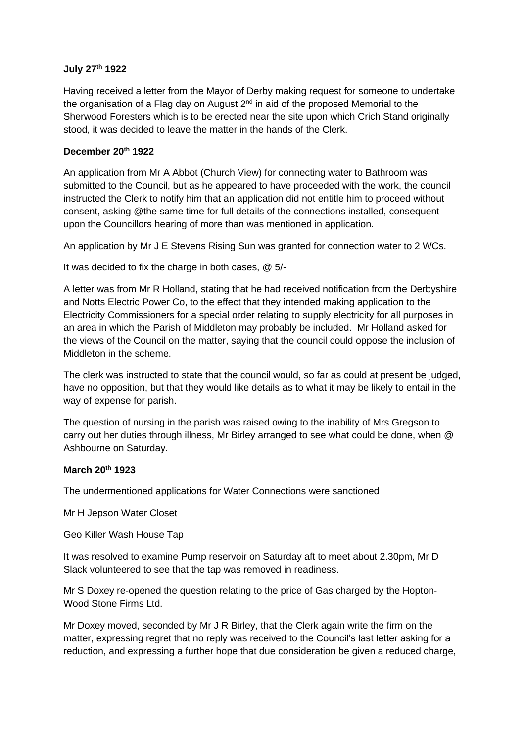**July 27th 1922**

Having received a letter from the Mayor of Derby making request for someone to undertake the organisation of a Flag day on August 2nd in aid of the proposed Memorial to the Sherwood Foresters which is to be erected near the site upon which Crich Stand originally stood, it was decided to leave the matter in the hands of the Clerk.

**December 20th 1922**

An application from Mr A Abbot (Church View) for connecting water to Bathroom was submitted to the Council, but as he appeared to have proceeded with the work, the council instructed the Clerk to notify him that an application did not entitle him to proceed without consent, asking @the same time for full details of the connections installed, consequent upon the Councillors hearing of more than was mentioned in application.

An application by Mr J E Stevens Rising Sun was granted for connection water to 2 WCs.

It was decided to fix the charge in both cases, @ 5/-

A letter was from Mr R Holland, stating that he had received notification from the Derbyshire and Notts Electric Power Co, to the effect that they intended making application to the Electricity Commissioners for a special order relating to supply electricity for all purposes in an area in which the Parish of Middleton may probably be included. Mr Holland asked for the views of the Council on the matter, saying that the council could oppose the inclusion of Middleton in the scheme.

The clerk was instructed to state that the council would, so far as could at present be judged, have no opposition, but that they would like details as to what it may be likely to entail in the way of expense for parish.

The question of nursing in the parish was raised owing to the inability of Mrs Gregson to carry out her duties through illness, Mr Birley arranged to see what could be done, when @ Ashbourne on Saturday.

**March 20th 1923**

The undermentioned applications for Water Connections were sanctioned

Mr H Jepson Water Closet

Geo Killer Wash House Tap

It was resolved to examine Pump reservoir on Saturday aft to meet about 2.30pm, Mr D Slack volunteered to see that the tap was removed in readiness.

Mr S Doxey re-opened the question relating to the price of Gas charged by the Hopton-Wood Stone Firms Ltd.

Mr Doxey moved, seconded by Mr J R Birley, that the Clerk again write the firm on the matter, expressing regret that no reply was received to the Council's last letter asking for a reduction, and expressing a further hope that due consideration be given a reduced charge,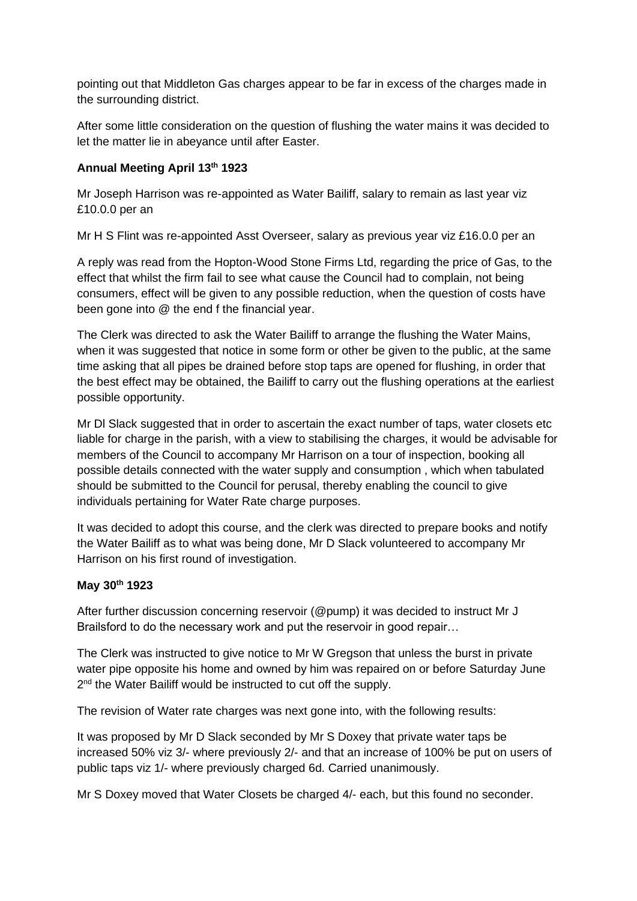pointing out that Middleton Gas charges appear to be far in excess of the charges made in the surrounding district.

After some little consideration on the question of flushing the water mains it was decided to let the matter lie in abeyance until after Easter.

**Annual Meeting April 13th 1923**

Mr Joseph Harrison was re-appointed as Water Bailiff, salary to remain as last year viz £10.0.0 per an

Mr H S Flint was re-appointed Asst Overseer, salary as previous year viz £16.0.0 per an

A reply was read from the Hopton-Wood Stone Firms Ltd, regarding the price of Gas, to the effect that whilst the firm fail to see what cause the Council had to complain, not being consumers, effect will be given to any possible reduction, when the question of costs have been gone into @ the end f the financial year.

The Clerk was directed to ask the Water Bailiff to arrange the flushing the Water Mains, when it was suggested that notice in some form or other be given to the public, at the same time asking that all pipes be drained before stop taps are opened for flushing, in order that the best effect may be obtained, the Bailiff to carry out the flushing operations at the earliest possible opportunity.

Mr Dl Slack suggested that in order to ascertain the exact number of taps, water closets etc liable for charge in the parish, with a view to stabilising the charges, it would be advisable for members of the Council to accompany Mr Harrison on a tour of inspection, booking all possible details connected with the water supply and consumption , which when tabulated should be submitted to the Council for perusal, thereby enabling the council to give individuals pertaining for Water Rate charge purposes.

It was decided to adopt this course, and the clerk was directed to prepare books and notify the Water Bailiff as to what was being done, Mr D Slack volunteered to accompany Mr Harrison on his first round of investigation.

**May 30th 1923**

After further discussion concerning reservoir (@pump) it was decided to instruct Mr J Brailsford to do the necessary work and put the reservoir in good repair…

The Clerk was instructed to give notice to Mr W Gregson that unless the burst in private water pipe opposite his home and owned by him was repaired on or before Saturday June 2nd the Water Bailiff would be instructed to cut off the supply.

The revision of Water rate charges was next gone into, with the following results:

It was proposed by Mr D Slack seconded by Mr S Doxey that private water taps be increased 50% viz 3/- where previously 2/- and that an increase of 100% be put on users of public taps viz 1/- where previously charged 6d. Carried unanimously.

Mr S Doxey moved that Water Closets be charged 4/- each, but this found no seconder.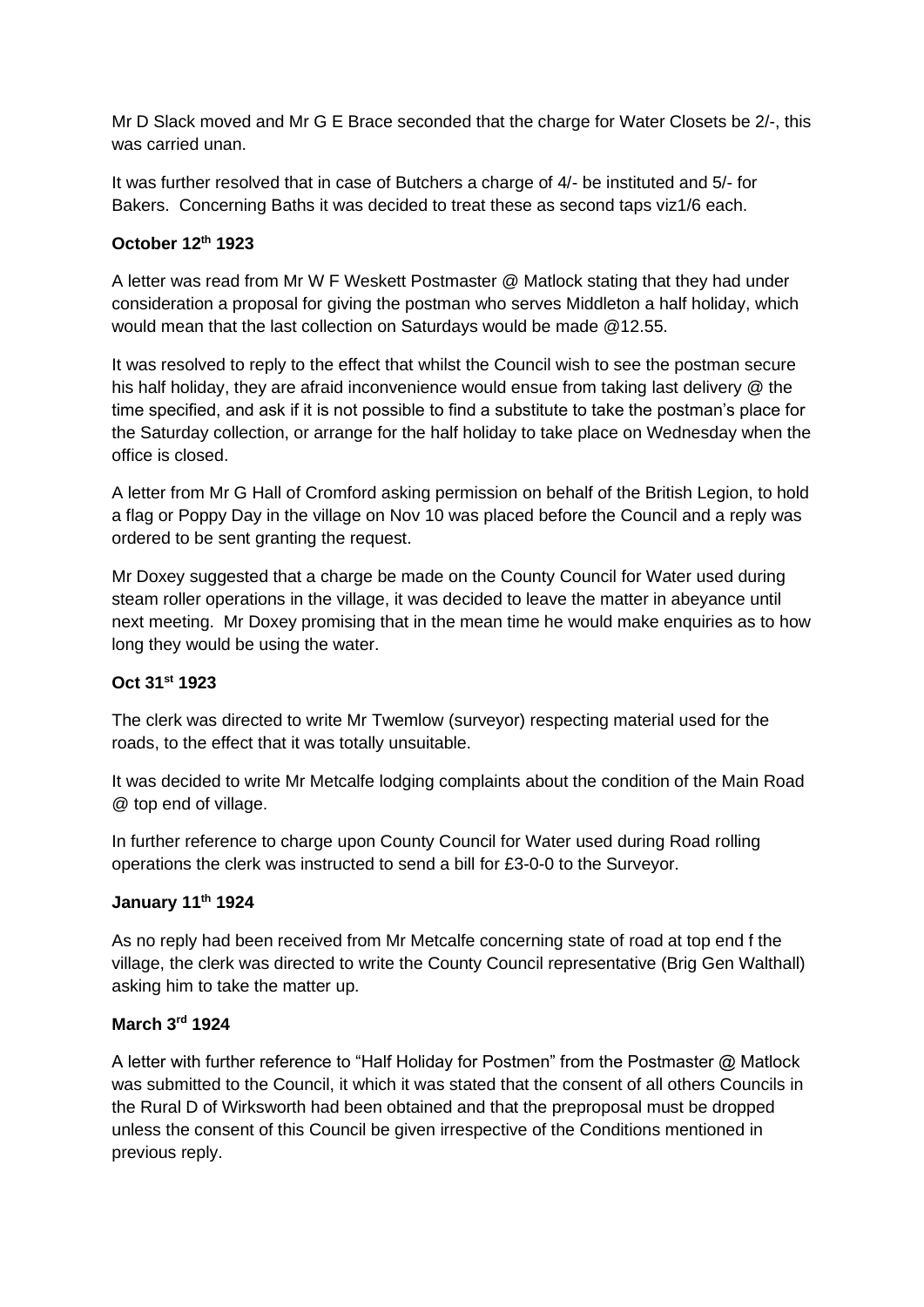Mr D Slack moved and Mr G E Brace seconded that the charge for Water Closets be 2/-, this was carried unan.

It was further resolved that in case of Butchers a charge of 4/- be instituted and 5/- for Bakers. Concerning Baths it was decided to treat these as second taps viz1/6 each.

**October 12th 1923**

A letter was read from Mr W F Weskett Postmaster @ Matlock stating that they had under consideration a proposal for giving the postman who serves Middleton a half holiday, which would mean that the last collection on Saturdays would be made @12.55.

It was resolved to reply to the effect that whilst the Council wish to see the postman secure his half holiday, they are afraid inconvenience would ensue from taking last delivery @ the time specified, and ask if it is not possible to find a substitute to take the postman's place for the Saturday collection, or arrange for the half holiday to take place on Wednesday when the office is closed.

A letter from Mr G Hall of Cromford asking permission on behalf of the British Legion, to hold a flag or Poppy Day in the village on Nov 10 was placed before the Council and a reply was ordered to be sent granting the request.

Mr Doxey suggested that a charge be made on the County Council for Water used during steam roller operations in the village, it was decided to leave the matter in abeyance until next meeting. Mr Doxey promising that in the mean time he would make enquiries as to how long they would be using the water.

**Oct 31st 1923**

The clerk was directed to write Mr Twemlow (surveyor) respecting material used for the roads, to the effect that it was totally unsuitable.

It was decided to write Mr Metcalfe lodging complaints about the condition of the Main Road @ top end of village.

In further reference to charge upon County Council for Water used during Road rolling operations the clerk was instructed to send a bill for £3-0-0 to the Surveyor.

**January 11th 1924**

As no reply had been received from Mr Metcalfe concerning state of road at top end f the village, the clerk was directed to write the County Council representative (Brig Gen Walthall) asking him to take the matter up.

**March 3rd 1924**

A letter with further reference to "Half Holiday for Postmen" from the Postmaster @ Matlock was submitted to the Council, it which it was stated that the consent of all others Councils in the Rural D of Wirksworth had been obtained and that the preproposal must be dropped unless the consent of this Council be given irrespective of the Conditions mentioned in previous reply.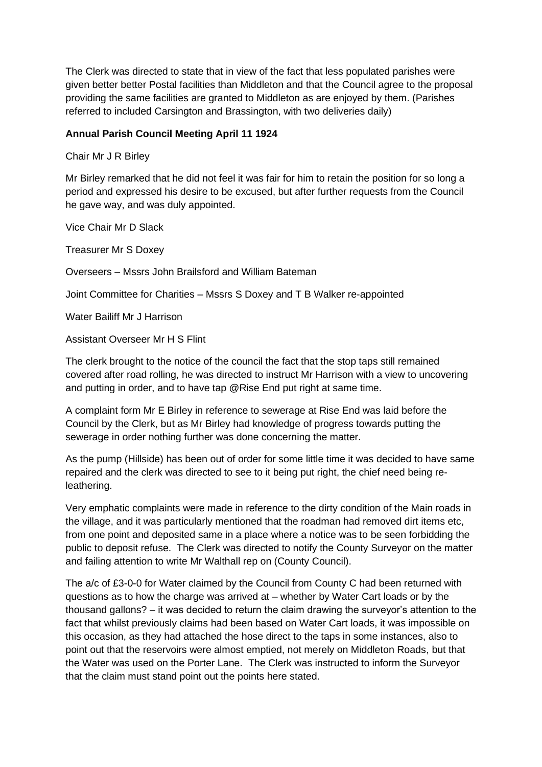The Clerk was directed to state that in view of the fact that less populated parishes were given better better Postal facilities than Middleton and that the Council agree to the proposal providing the same facilities are granted to Middleton as are enjoyed by them. (Parishes referred to included Carsington and Brassington, with two deliveries daily)

**Annual Parish Council Meeting April 11 1924**

Chair Mr J R Birley

Mr Birley remarked that he did not feel it was fair for him to retain the position for so long a period and expressed his desire to be excused, but after further requests from the Council he gave way, and was duly appointed.

Vice Chair Mr D Slack

Treasurer Mr S Doxey

Overseers – Mssrs John Brailsford and William Bateman

Joint Committee for Charities – Mssrs S Doxey and T B Walker re-appointed

Water Bailiff Mr J Harrison

Assistant Overseer Mr H S Flint

The clerk brought to the notice of the council the fact that the stop taps still remained covered after road rolling, he was directed to instruct Mr Harrison with a view to uncovering and putting in order, and to have tap @Rise End put right at same time.

A complaint form Mr E Birley in reference to sewerage at Rise End was laid before the Council by the Clerk, but as Mr Birley had knowledge of progress towards putting the sewerage in order nothing further was done concerning the matter.

As the pump (Hillside) has been out of order for some little time it was decided to have same repaired and the clerk was directed to see to it being put right, the chief need being re-leathering.

Very emphatic complaints were made in reference to the dirty condition of the Main roads in the village, and it was particularly mentioned that the roadman had removed dirt items etc, from one point and deposited same in a place where a notice was to be seen forbidding the public to deposit refuse. The Clerk was directed to notify the County Surveyor on the matter and failing attention to write Mr Walthall rep on (County Council).

The a/c of £3-0-0 for Water claimed by the Council from County C had been returned with questions as to how the charge was arrived at – whether by Water Cart loads or by the thousand gallons? – it was decided to return the claim drawing the surveyor's attention to the fact that whilst previously claims had been based on Water Cart loads, it was impossible on this occasion, as they had attached the hose direct to the taps in some instances, also to point out that the reservoirs were almost emptied, not merely on Middleton Roads, but that the Water was used on the Porter Lane. The Clerk was instructed to inform the Surveyor that the claim must stand point out the points here stated.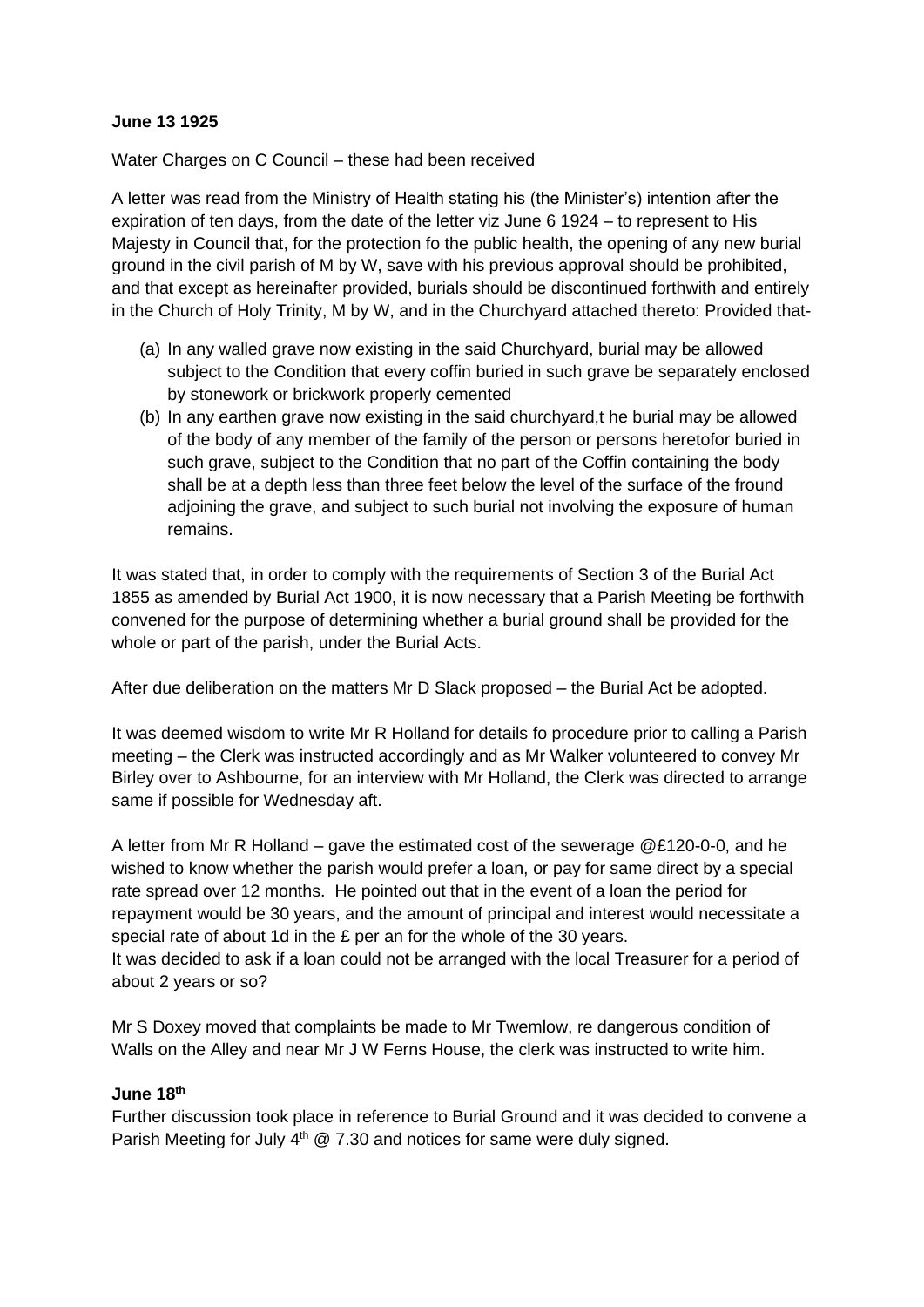**June 13 1925**

Water Charges on C Council – these had been received

A letter was read from the Ministry of Health stating his (the Minister's) intention after the expiration of ten days, from the date of the letter viz June 6 1924 – to represent to His Majesty in Council that, for the protection fo the public health, the opening of any new burial ground in the civil parish of M by W, save with his previous approval should be prohibited, and that except as hereinafter provided, burials should be discontinued forthwith and entirely in the Church of Holy Trinity, M by W, and in the Churchyard attached thereto: Provided that-

(a) In any walled grave now existing in the said Churchyard, burial may be allowed subject to the Condition that every coffin buried in such grave be separately enclosed by stonework or brickwork properly cemented
(b) In any earthen grave now existing in the said churchyard,t he burial may be allowed of the body of any member of the family of the person or persons heretofor buried in such grave, subject to the Condition that no part of the Coffin containing the body shall be at a depth less than three feet below the level of the surface of the fround adjoining the grave, and subject to such burial not involving the exposure of human remains.

It was stated that, in order to comply with the requirements of Section 3 of the Burial Act 1855 as amended by Burial Act 1900, it is now necessary that a Parish Meeting be forthwith convened for the purpose of determining whether a burial ground shall be provided for the whole or part of the parish, under the Burial Acts.

After due deliberation on the matters Mr D Slack proposed – the Burial Act be adopted.

It was deemed wisdom to write Mr R Holland for details fo procedure prior to calling a Parish meeting – the Clerk was instructed accordingly and as Mr Walker volunteered to convey Mr Birley over to Ashbourne, for an interview with Mr Holland, the Clerk was directed to arrange same if possible for Wednesday aft.

A letter from Mr R Holland – gave the estimated cost of the sewerage @£120-0-0, and he wished to know whether the parish would prefer a loan, or pay for same direct by a special rate spread over 12 months. He pointed out that in the event of a loan the period for repayment would be 30 years, and the amount of principal and interest would necessitate a special rate of about 1d in the £ per an for the whole of the 30 years.
It was decided to ask if a loan could not be arranged with the local Treasurer for a period of about 2 years or so?

Mr S Doxey moved that complaints be made to Mr Twemlow, re dangerous condition of Walls on the Alley and near Mr J W Ferns House, the clerk was instructed to write him.

**June 18th**

Further discussion took place in reference to Burial Ground and it was decided to convene a Parish Meeting for July 4th @ 7.30 and notices for same were duly signed.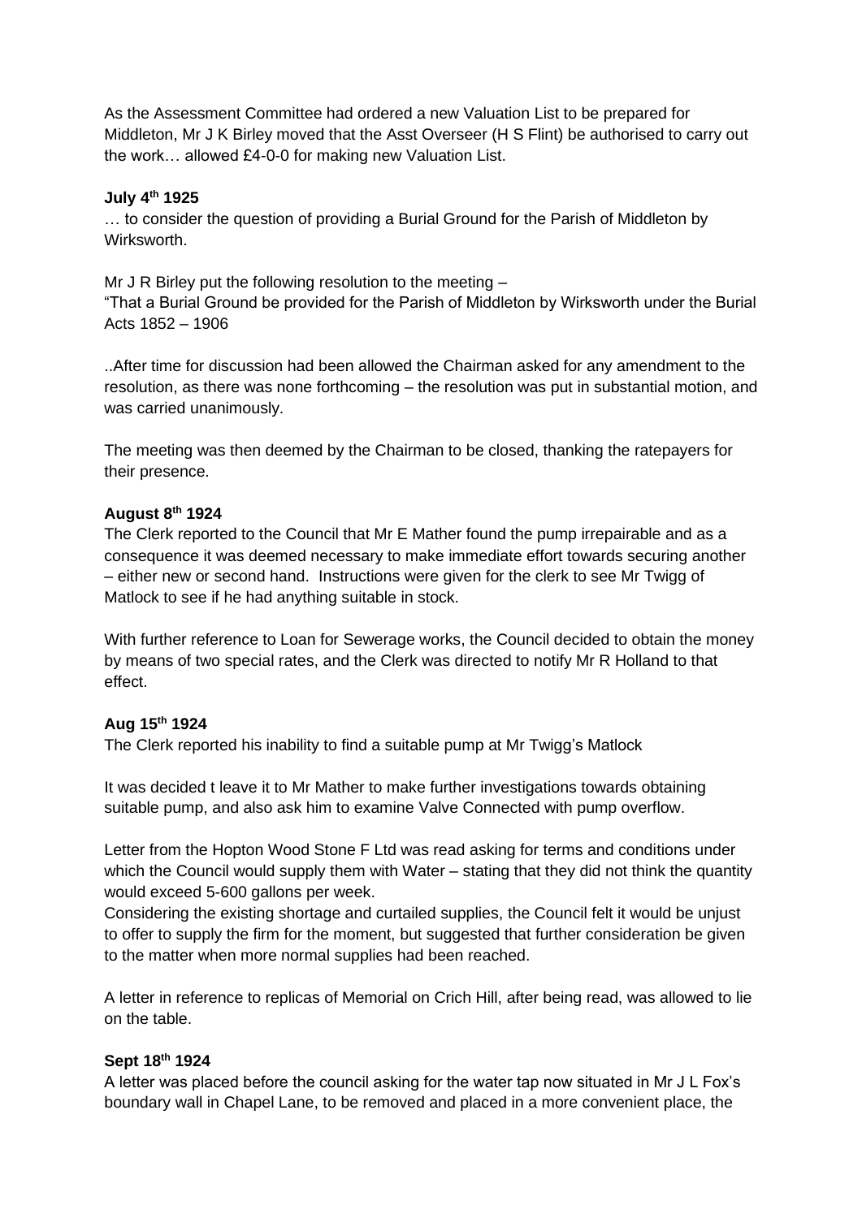As the Assessment Committee had ordered a new Valuation List to be prepared for Middleton, Mr J K Birley moved that the Asst Overseer (H S Flint) be authorised to carry out the work… allowed £4-0-0 for making new Valuation List.

**July 4th 1925**

… to consider the question of providing a Burial Ground for the Parish of Middleton by Wirksworth.

Mr J R Birley put the following resolution to the meeting –
"That a Burial Ground be provided for the Parish of Middleton by Wirksworth under the Burial Acts 1852 – 1906

..After time for discussion had been allowed the Chairman asked for any amendment to the resolution, as there was none forthcoming – the resolution was put in substantial motion, and was carried unanimously.

The meeting was then deemed by the Chairman to be closed, thanking the ratepayers for their presence.

**August 8th 1924**

The Clerk reported to the Council that Mr E Mather found the pump irrepairable and as a consequence it was deemed necessary to make immediate effort towards securing another – either new or second hand. Instructions were given for the clerk to see Mr Twigg of Matlock to see if he had anything suitable in stock.

With further reference to Loan for Sewerage works, the Council decided to obtain the money by means of two special rates, and the Clerk was directed to notify Mr R Holland to that effect.

**Aug 15th 1924**

The Clerk reported his inability to find a suitable pump at Mr Twigg's Matlock

It was decided t leave it to Mr Mather to make further investigations towards obtaining suitable pump, and also ask him to examine Valve Connected with pump overflow.

Letter from the Hopton Wood Stone F Ltd was read asking for terms and conditions under which the Council would supply them with Water – stating that they did not think the quantity would exceed 5-600 gallons per week.
Considering the existing shortage and curtailed supplies, the Council felt it would be unjust to offer to supply the firm for the moment, but suggested that further consideration be given to the matter when more normal supplies had been reached.

A letter in reference to replicas of Memorial on Crich Hill, after being read, was allowed to lie on the table.

**Sept 18th 1924**

A letter was placed before the council asking for the water tap now situated in Mr J L Fox's boundary wall in Chapel Lane, to be removed and placed in a more convenient place, the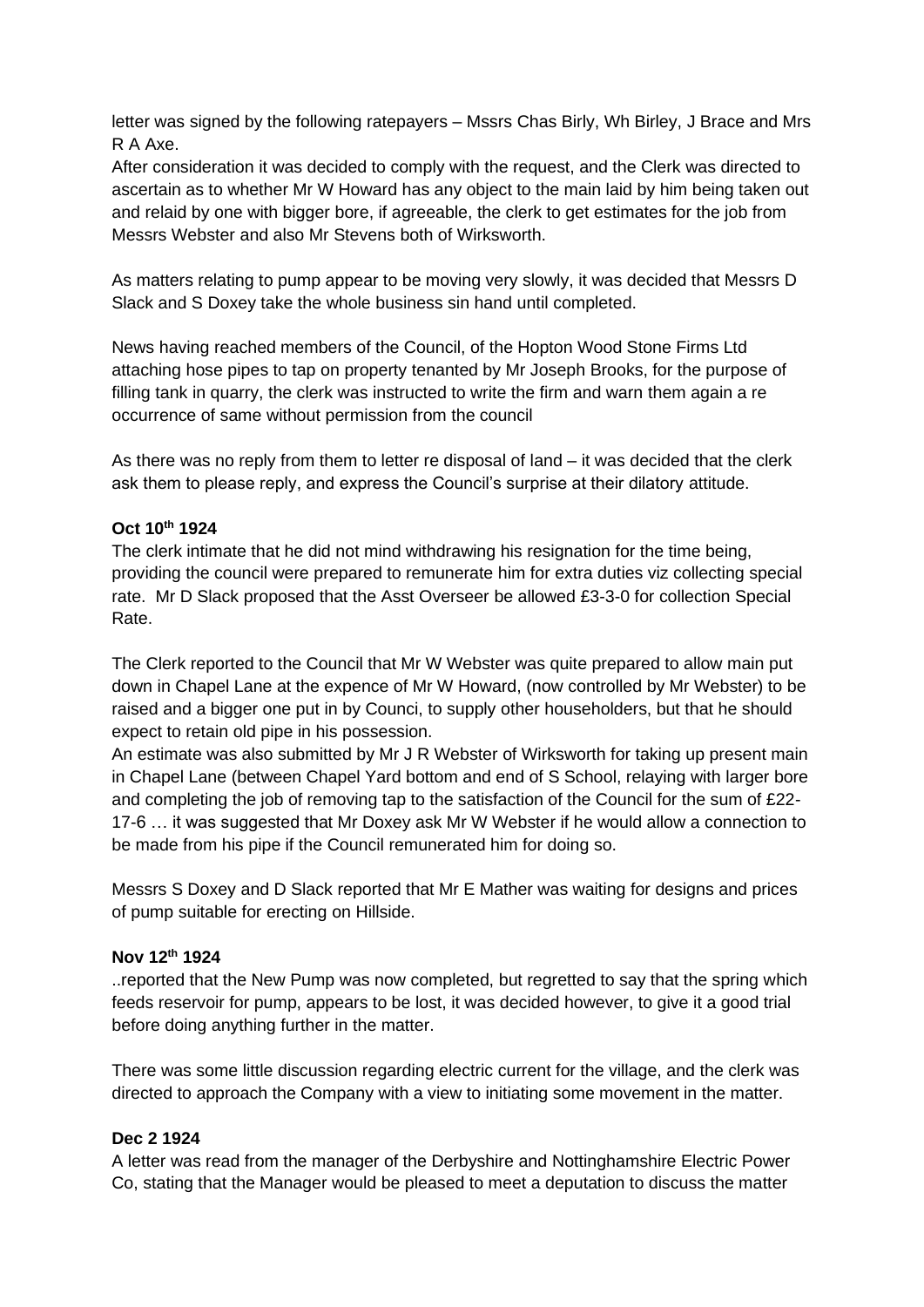letter was signed by the following ratepayers – Mssrs Chas Birly, Wh Birley, J Brace and Mrs R A Axe.

After consideration it was decided to comply with the request, and the Clerk was directed to ascertain as to whether Mr W Howard has any object to the main laid by him being taken out and relaid by one with bigger bore, if agreeable, the clerk to get estimates for the job from Messrs Webster and also Mr Stevens both of Wirksworth.

As matters relating to pump appear to be moving very slowly, it was decided that Messrs D Slack and S Doxey take the whole business sin hand until completed.

News having reached members of the Council, of the Hopton Wood Stone Firms Ltd attaching hose pipes to tap on property tenanted by Mr Joseph Brooks, for the purpose of filling tank in quarry, the clerk was instructed to write the firm and warn them again a re occurrence of same without permission from the council

As there was no reply from them to letter re disposal of land – it was decided that the clerk ask them to please reply, and express the Council's surprise at their dilatory attitude.

**Oct 10th 1924**

The clerk intimate that he did not mind withdrawing his resignation for the time being, providing the council were prepared to remunerate him for extra duties viz collecting special rate. Mr D Slack proposed that the Asst Overseer be allowed £3-3-0 for collection Special Rate.

The Clerk reported to the Council that Mr W Webster was quite prepared to allow main put down in Chapel Lane at the expence of Mr W Howard, (now controlled by Mr Webster) to be raised and a bigger one put in by Counci, to supply other householders, but that he should expect to retain old pipe in his possession.

An estimate was also submitted by Mr J R Webster of Wirksworth for taking up present main in Chapel Lane (between Chapel Yard bottom and end of S School, relaying with larger bore and completing the job of removing tap to the satisfaction of the Council for the sum of £22-17-6 … it was suggested that Mr Doxey ask Mr W Webster if he would allow a connection to be made from his pipe if the Council remunerated him for doing so.

Messrs S Doxey and D Slack reported that Mr E Mather was waiting for designs and prices of pump suitable for erecting on Hillside.

**Nov 12th 1924**

..reported that the New Pump was now completed, but regretted to say that the spring which feeds reservoir for pump, appears to be lost, it was decided however, to give it a good trial before doing anything further in the matter.

There was some little discussion regarding electric current for the village, and the clerk was directed to approach the Company with a view to initiating some movement in the matter.

**Dec 2 1924**

A letter was read from the manager of the Derbyshire and Nottinghamshire Electric Power Co, stating that the Manager would be pleased to meet a deputation to discuss the matter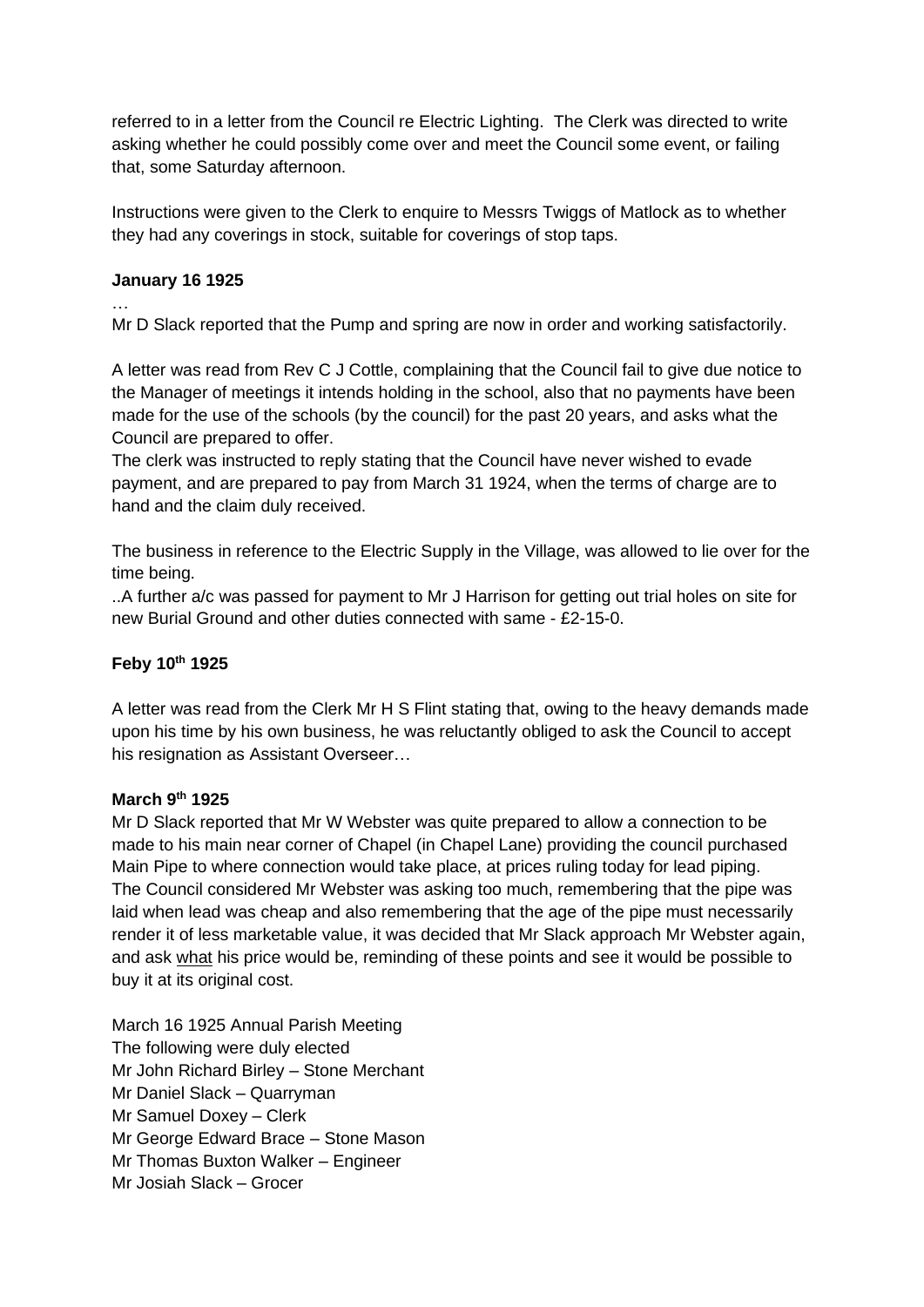referred to in a letter from the Council re Electric Lighting. The Clerk was directed to write asking whether he could possibly come over and meet the Council some event, or failing that, some Saturday afternoon.

Instructions were given to the Clerk to enquire to Messrs Twiggs of Matlock as to whether they had any coverings in stock, suitable for coverings of stop taps.

**January 16 1925**

…

Mr D Slack reported that the Pump and spring are now in order and working satisfactorily.

A letter was read from Rev C J Cottle, complaining that the Council fail to give due notice to the Manager of meetings it intends holding in the school, also that no payments have been made for the use of the schools (by the council) for the past 20 years, and asks what the Council are prepared to offer.
The clerk was instructed to reply stating that the Council have never wished to evade payment, and are prepared to pay from March 31 1924, when the terms of charge are to hand and the claim duly received.

The business in reference to the Electric Supply in the Village, was allowed to lie over for the time being.
..A further a/c was passed for payment to Mr J Harrison for getting out trial holes on site for new Burial Ground and other duties connected with same - £2-15-0.

**Feby 10th 1925**

A letter was read from the Clerk Mr H S Flint stating that, owing to the heavy demands made upon his time by his own business, he was reluctantly obliged to ask the Council to accept his resignation as Assistant Overseer…

**March 9th 1925**

Mr D Slack reported that Mr W Webster was quite prepared to allow a connection to be made to his main near corner of Chapel (in Chapel Lane) providing the council purchased Main Pipe to where connection would take place, at prices ruling today for lead piping.
The Council considered Mr Webster was asking too much, remembering that the pipe was laid when lead was cheap and also remembering that the age of the pipe must necessarily render it of less marketable value, it was decided that Mr Slack approach Mr Webster again, and ask what his price would be, reminding of these points and see it would be possible to buy it at its original cost.

March 16 1925 Annual Parish Meeting
The following were duly elected
Mr John Richard Birley – Stone Merchant
Mr Daniel Slack – Quarryman
Mr Samuel Doxey – Clerk
Mr George Edward Brace – Stone Mason
Mr Thomas Buxton Walker – Engineer
Mr Josiah Slack – Grocer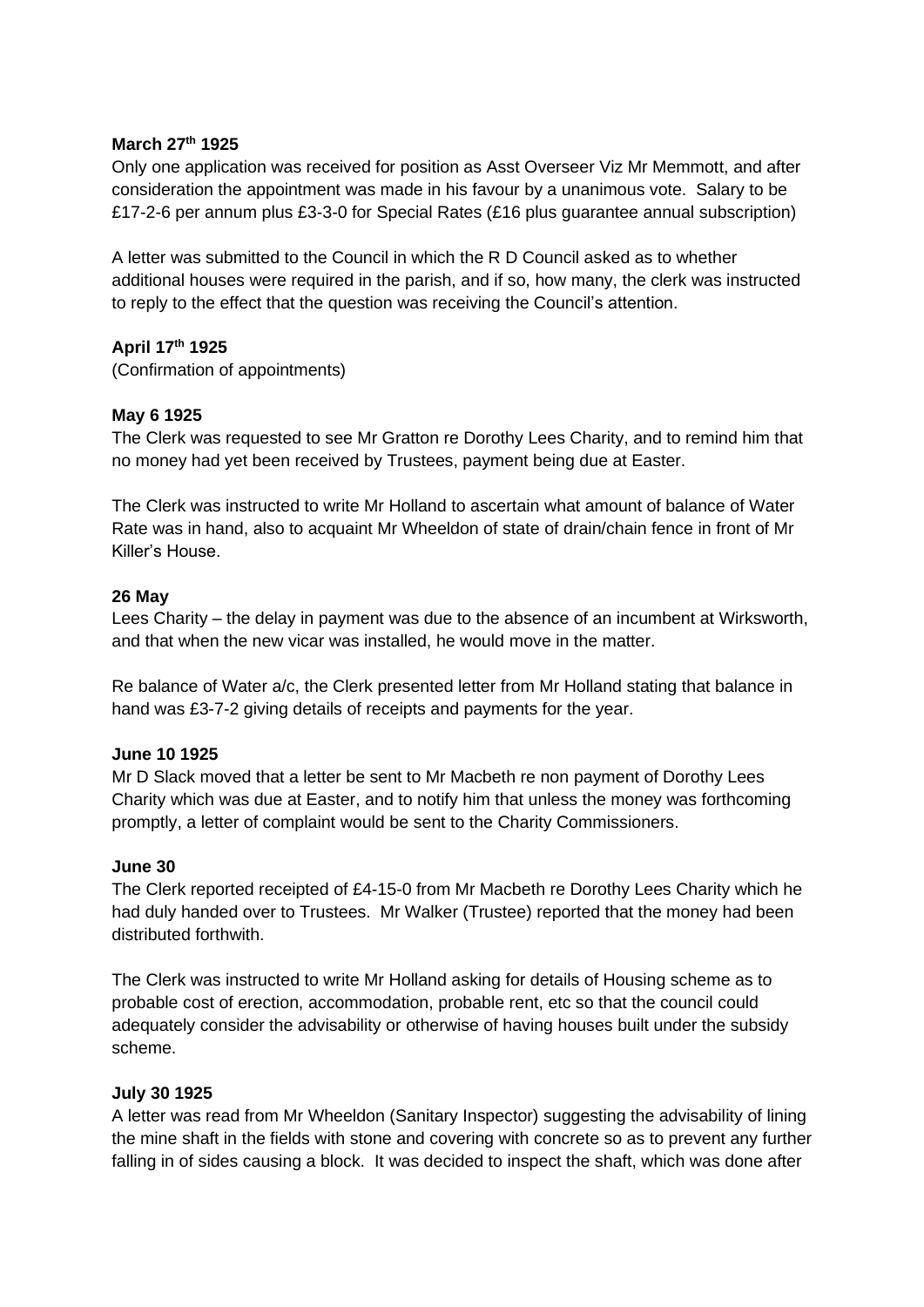**March 27th 1925**

Only one application was received for position as Asst Overseer Viz Mr Memmott, and after consideration the appointment was made in his favour by a unanimous vote. Salary to be £17-2-6 per annum plus £3-3-0 for Special Rates (£16 plus guarantee annual subscription)

A letter was submitted to the Council in which the R D Council asked as to whether additional houses were required in the parish, and if so, how many, the clerk was instructed to reply to the effect that the question was receiving the Council's attention.

**April 17th 1925**

(Confirmation of appointments)

**May 6 1925**

The Clerk was requested to see Mr Gratton re Dorothy Lees Charity, and to remind him that no money had yet been received by Trustees, payment being due at Easter.

The Clerk was instructed to write Mr Holland to ascertain what amount of balance of Water Rate was in hand, also to acquaint Mr Wheeldon of state of drain/chain fence in front of Mr Killer's House.

**26 May**

Lees Charity – the delay in payment was due to the absence of an incumbent at Wirksworth, and that when the new vicar was installed, he would move in the matter.

Re balance of Water a/c, the Clerk presented letter from Mr Holland stating that balance in hand was £3-7-2 giving details of receipts and payments for the year.

**June 10 1925**

Mr D Slack moved that a letter be sent to Mr Macbeth re non payment of Dorothy Lees Charity which was due at Easter, and to notify him that unless the money was forthcoming promptly, a letter of complaint would be sent to the Charity Commissioners.

**June 30**

The Clerk reported receipted of £4-15-0 from Mr Macbeth re Dorothy Lees Charity which he had duly handed over to Trustees. Mr Walker (Trustee) reported that the money had been distributed forthwith.

The Clerk was instructed to write Mr Holland asking for details of Housing scheme as to probable cost of erection, accommodation, probable rent, etc so that the council could adequately consider the advisability or otherwise of having houses built under the subsidy scheme.

**July 30 1925**

A letter was read from Mr Wheeldon (Sanitary Inspector) suggesting the advisability of lining the mine shaft in the fields with stone and covering with concrete so as to prevent any further falling in of sides causing a block. It was decided to inspect the shaft, which was done after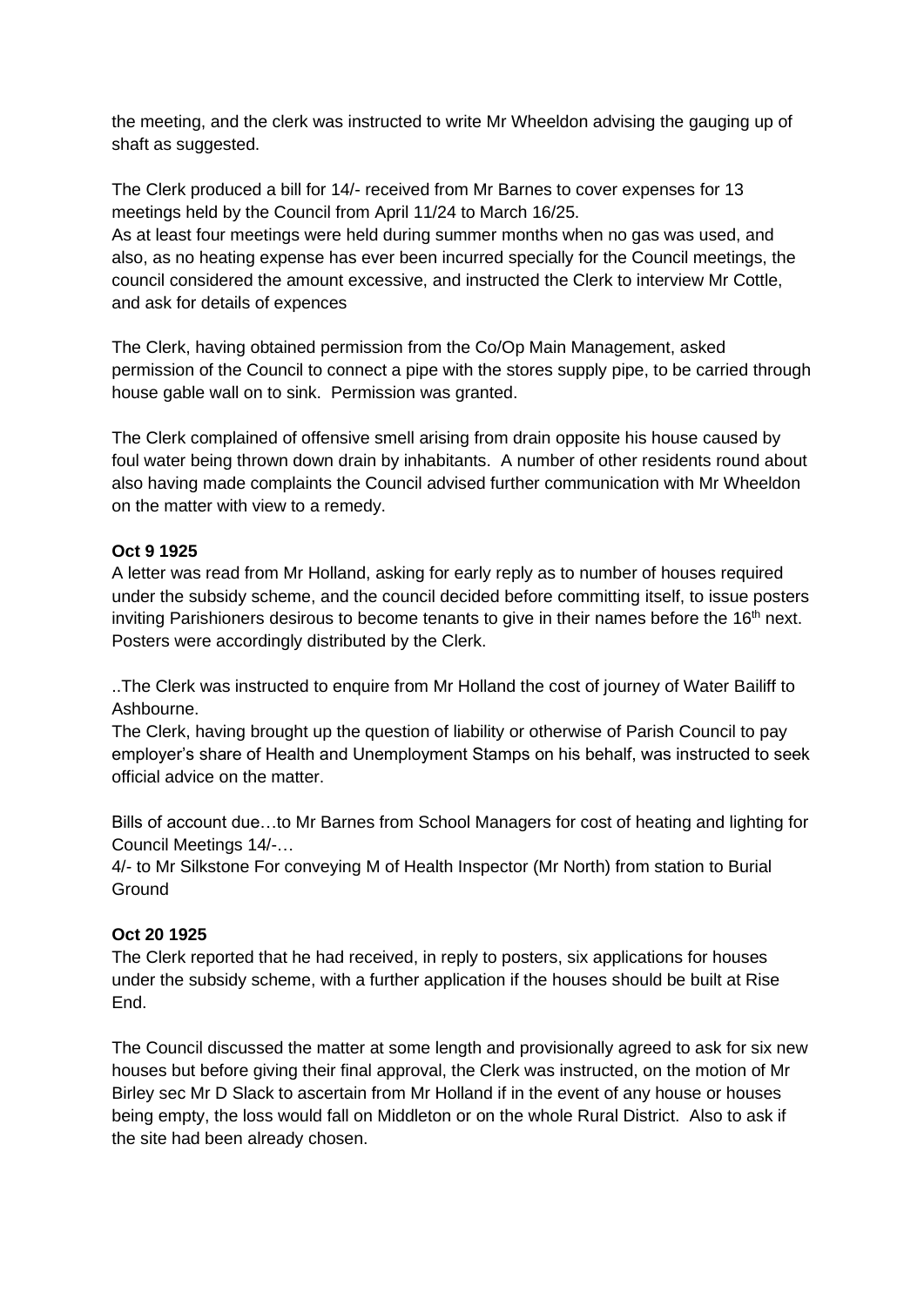the meeting, and the clerk was instructed to write Mr Wheeldon advising the gauging up of shaft as suggested.

The Clerk produced a bill for 14/- received from Mr Barnes to cover expenses for 13 meetings held by the Council from April 11/24 to March 16/25.
As at least four meetings were held during summer months when no gas was used, and also, as no heating expense has ever been incurred specially for the Council meetings, the council considered the amount excessive, and instructed the Clerk to interview Mr Cottle, and ask for details of expences

The Clerk, having obtained permission from the Co/Op Main Management, asked permission of the Council to connect a pipe with the stores supply pipe, to be carried through house gable wall on to sink. Permission was granted.

The Clerk complained of offensive smell arising from drain opposite his house caused by foul water being thrown down drain by inhabitants. A number of other residents round about also having made complaints the Council advised further communication with Mr Wheeldon on the matter with view to a remedy.

**Oct 9 1925**
A letter was read from Mr Holland, asking for early reply as to number of houses required under the subsidy scheme, and the council decided before committing itself, to issue posters inviting Parishioners desirous to become tenants to give in their names before the 16th next. Posters were accordingly distributed by the Clerk.

..The Clerk was instructed to enquire from Mr Holland the cost of journey of Water Bailiff to Ashbourne.
The Clerk, having brought up the question of liability or otherwise of Parish Council to pay employer's share of Health and Unemployment Stamps on his behalf, was instructed to seek official advice on the matter.

Bills of account due…to Mr Barnes from School Managers for cost of heating and lighting for Council Meetings 14/-…
4/- to Mr Silkstone For conveying M of Health Inspector (Mr North) from station to Burial Ground

**Oct 20 1925**
The Clerk reported that he had received, in reply to posters, six applications for houses under the subsidy scheme, with a further application if the houses should be built at Rise End.

The Council discussed the matter at some length and provisionally agreed to ask for six new houses but before giving their final approval, the Clerk was instructed, on the motion of Mr Birley sec Mr D Slack to ascertain from Mr Holland if in the event of any house or houses being empty, the loss would fall on Middleton or on the whole Rural District. Also to ask if the site had been already chosen.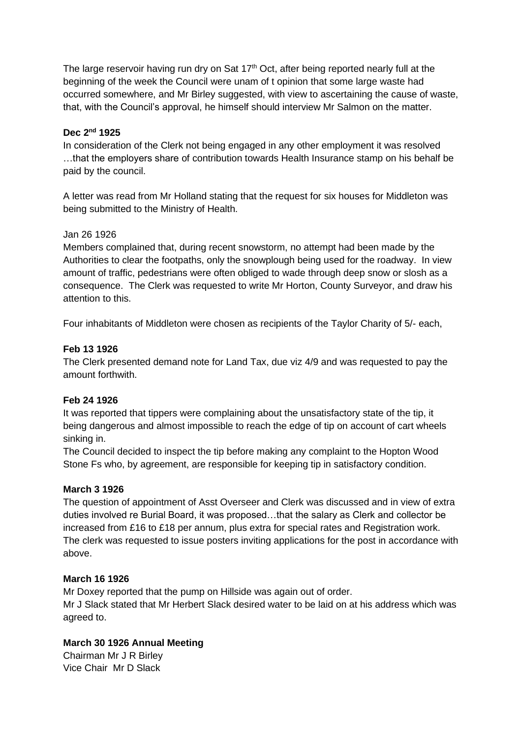The large reservoir having run dry on Sat 17th Oct, after being reported nearly full at the beginning of the week the Council were unam of t opinion that some large waste had occurred somewhere, and Mr Birley suggested, with view to ascertaining the cause of waste, that, with the Council's approval, he himself should interview Mr Salmon on the matter.

**Dec 2nd 1925**

In consideration of the Clerk not being engaged in any other employment it was resolved …that the employers share of contribution towards Health Insurance stamp on his behalf be paid by the council.

A letter was read from Mr Holland stating that the request for six houses for Middleton was being submitted to the Ministry of Health.

Jan 26 1926

Members complained that, during recent snowstorm, no attempt had been made by the Authorities to clear the footpaths, only the snowplough being used for the roadway. In view amount of traffic, pedestrians were often obliged to wade through deep snow or slosh as a consequence. The Clerk was requested to write Mr Horton, County Surveyor, and draw his attention to this.

Four inhabitants of Middleton were chosen as recipients of the Taylor Charity of 5/- each,

**Feb 13 1926**

The Clerk presented demand note for Land Tax, due viz 4/9 and was requested to pay the amount forthwith.

**Feb 24 1926**

It was reported that tippers were complaining about the unsatisfactory state of the tip, it being dangerous and almost impossible to reach the edge of tip on account of cart wheels sinking in.

The Council decided to inspect the tip before making any complaint to the Hopton Wood Stone Fs who, by agreement, are responsible for keeping tip in satisfactory condition.

**March 3 1926**

The question of appointment of Asst Overseer and Clerk was discussed and in view of extra duties involved re Burial Board, it was proposed…that the salary as Clerk and collector be increased from £16 to £18 per annum, plus extra for special rates and Registration work. The clerk was requested to issue posters inviting applications for the post in accordance with above.

**March 16 1926**

Mr Doxey reported that the pump on Hillside was again out of order.

Mr J Slack stated that Mr Herbert Slack desired water to be laid on at his address which was agreed to.

**March 30 1926 Annual Meeting**

Chairman Mr J R Birley

Vice Chair Mr D Slack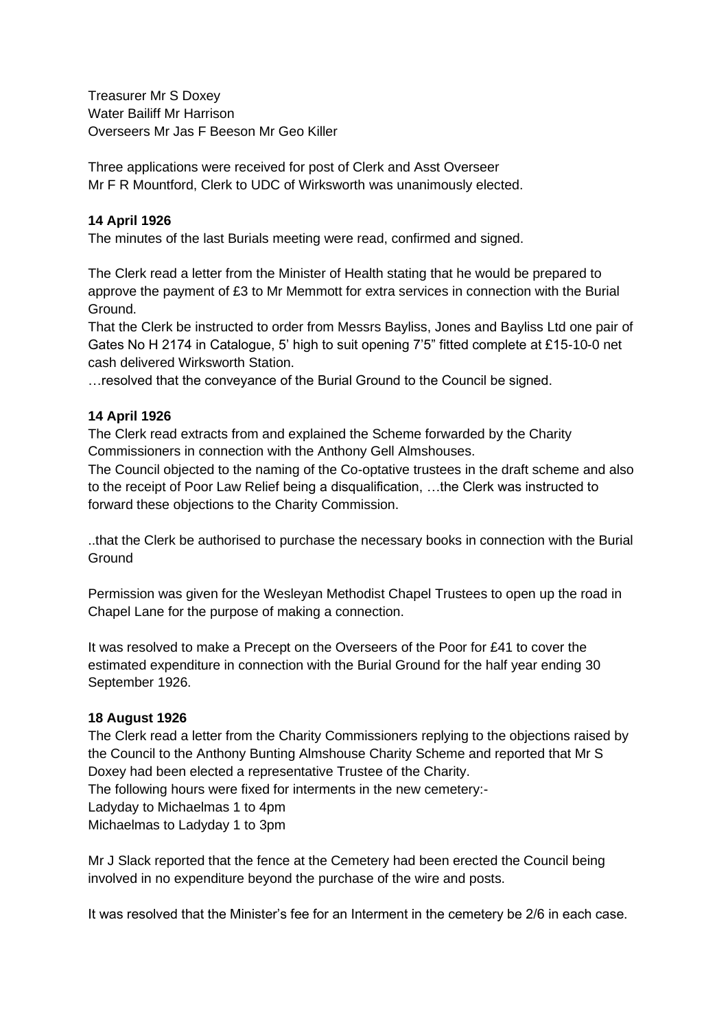Treasurer Mr S Doxey
Water Bailiff Mr Harrison
Overseers Mr Jas F Beeson Mr Geo Killer

Three applications were received for post of Clerk and Asst Overseer
Mr F R Mountford, Clerk to UDC of Wirksworth was unanimously elected.

**14 April 1926**

The minutes of the last Burials meeting were read, confirmed and signed.

The Clerk read a letter from the Minister of Health stating that he would be prepared to approve the payment of £3 to Mr Memmott for extra services in connection with the Burial Ground.
That the Clerk be instructed to order from Messrs Bayliss, Jones and Bayliss Ltd one pair of Gates No H 2174 in Catalogue, 5' high to suit opening 7'5" fitted complete at £15-10-0 net cash delivered Wirksworth Station.
…resolved that the conveyance of the Burial Ground to the Council be signed.

**14 April 1926**

The Clerk read extracts from and explained the Scheme forwarded by the Charity Commissioners in connection with the Anthony Gell Almshouses.
The Council objected to the naming of the Co-optative trustees in the draft scheme and also to the receipt of Poor Law Relief being a disqualification, …the Clerk was instructed to forward these objections to the Charity Commission.

..that the Clerk be authorised to purchase the necessary books in connection with the Burial Ground

Permission was given for the Wesleyan Methodist Chapel Trustees to open up the road in Chapel Lane for the purpose of making a connection.

It was resolved to make a Precept on the Overseers of the Poor for £41 to cover the estimated expenditure in connection with the Burial Ground for the half year ending 30 September 1926.

**18 August 1926**

The Clerk read a letter from the Charity Commissioners replying to the objections raised by the Council to the Anthony Bunting Almshouse Charity Scheme and reported that Mr S Doxey had been elected a representative Trustee of the Charity.
The following hours were fixed for interments in the new cemetery:-
Ladyday to Michaelmas 1 to 4pm
Michaelmas to Ladyday 1 to 3pm

Mr J Slack reported that the fence at the Cemetery had been erected the Council being involved in no expenditure beyond the purchase of the wire and posts.

It was resolved that the Minister's fee for an Interment in the cemetery be 2/6 in each case.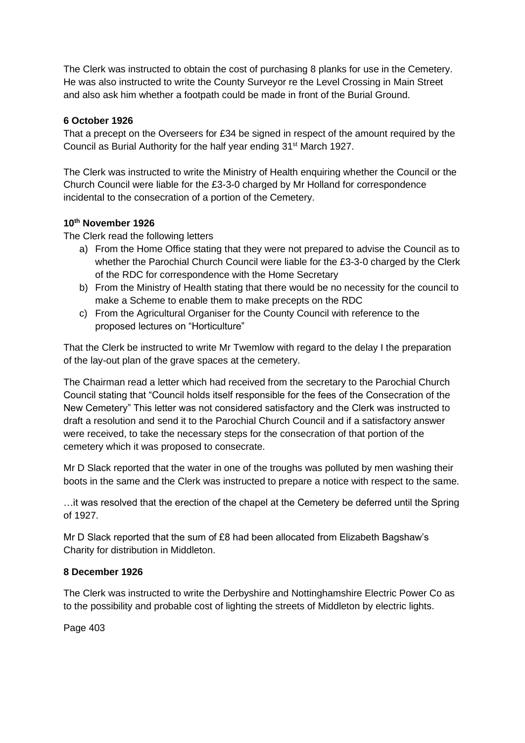The Clerk was instructed to obtain the cost of purchasing 8 planks for use in the Cemetery. He was also instructed to write the County Surveyor re the Level Crossing in Main Street and also ask him whether a footpath could be made in front of the Burial Ground.

**6 October 1926**

That a precept on the Overseers for £34 be signed in respect of the amount required by the Council as Burial Authority for the half year ending 31st March 1927.

The Clerk was instructed to write the Ministry of Health enquiring whether the Council or the Church Council were liable for the £3-3-0 charged by Mr Holland for correspondence incidental to the consecration of a portion of the Cemetery.

**10th November 1926**

The Clerk read the following letters

a) From the Home Office stating that they were not prepared to advise the Council as to whether the Parochial Church Council were liable for the £3-3-0 charged by the Clerk of the RDC for correspondence with the Home Secretary
b) From the Ministry of Health stating that there would be no necessity for the council to make a Scheme to enable them to make precepts on the RDC
c) From the Agricultural Organiser for the County Council with reference to the proposed lectures on "Horticulture"

That the Clerk be instructed to write Mr Twemlow with regard to the delay I the preparation of the lay-out plan of the grave spaces at the cemetery.

The Chairman read a letter which had received from the secretary to the Parochial Church Council stating that "Council holds itself responsible for the fees of the Consecration of the New Cemetery" This letter was not considered satisfactory and the Clerk was instructed to draft a resolution and send it to the Parochial Church Council and if a satisfactory answer were received, to take the necessary steps for the consecration of that portion of the cemetery which it was proposed to consecrate.

Mr D Slack reported that the water in one of the troughs was polluted by men washing their boots in the same and the Clerk was instructed to prepare a notice with respect to the same.

…it was resolved that the erection of the chapel at the Cemetery be deferred until the Spring of 1927.

Mr D Slack reported that the sum of £8 had been allocated from Elizabeth Bagshaw's Charity for distribution in Middleton.

**8 December 1926**

The Clerk was instructed to write the Derbyshire and Nottinghamshire Electric Power Co as to the possibility and probable cost of lighting the streets of Middleton by electric lights.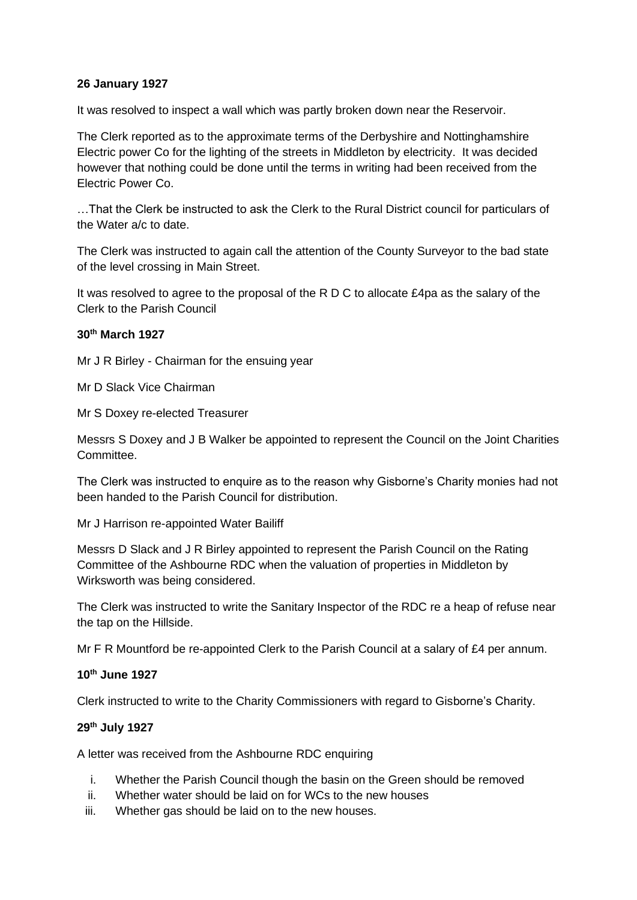**26 January 1927**

It was resolved to inspect a wall which was partly broken down near the Reservoir.

The Clerk reported as to the approximate terms of the Derbyshire and Nottinghamshire Electric power Co for the lighting of the streets in Middleton by electricity. It was decided however that nothing could be done until the terms in writing had been received from the Electric Power Co.

…That the Clerk be instructed to ask the Clerk to the Rural District council for particulars of the Water a/c to date.

The Clerk was instructed to again call the attention of the County Surveyor to the bad state of the level crossing in Main Street.

It was resolved to agree to the proposal of the R D C to allocate £4pa as the salary of the Clerk to the Parish Council

**30th March 1927**

Mr J R Birley - Chairman for the ensuing year

Mr D Slack Vice Chairman

Mr S Doxey re-elected Treasurer

Messrs S Doxey and J B Walker be appointed to represent the Council on the Joint Charities Committee.

The Clerk was instructed to enquire as to the reason why Gisborne's Charity monies had not been handed to the Parish Council for distribution.

Mr J Harrison re-appointed Water Bailiff

Messrs D Slack and J R Birley appointed to represent the Parish Council on the Rating Committee of the Ashbourne RDC when the valuation of properties in Middleton by Wirksworth was being considered.

The Clerk was instructed to write the Sanitary Inspector of the RDC re a heap of refuse near the tap on the Hillside.

Mr F R Mountford be re-appointed Clerk to the Parish Council at a salary of £4 per annum.

**10th June 1927**

Clerk instructed to write to the Charity Commissioners with regard to Gisborne's Charity.

**29th July 1927**

A letter was received from the Ashbourne RDC enquiring

i. Whether the Parish Council though the basin on the Green should be removed
ii. Whether water should be laid on for WCs to the new houses
iii. Whether gas should be laid on to the new houses.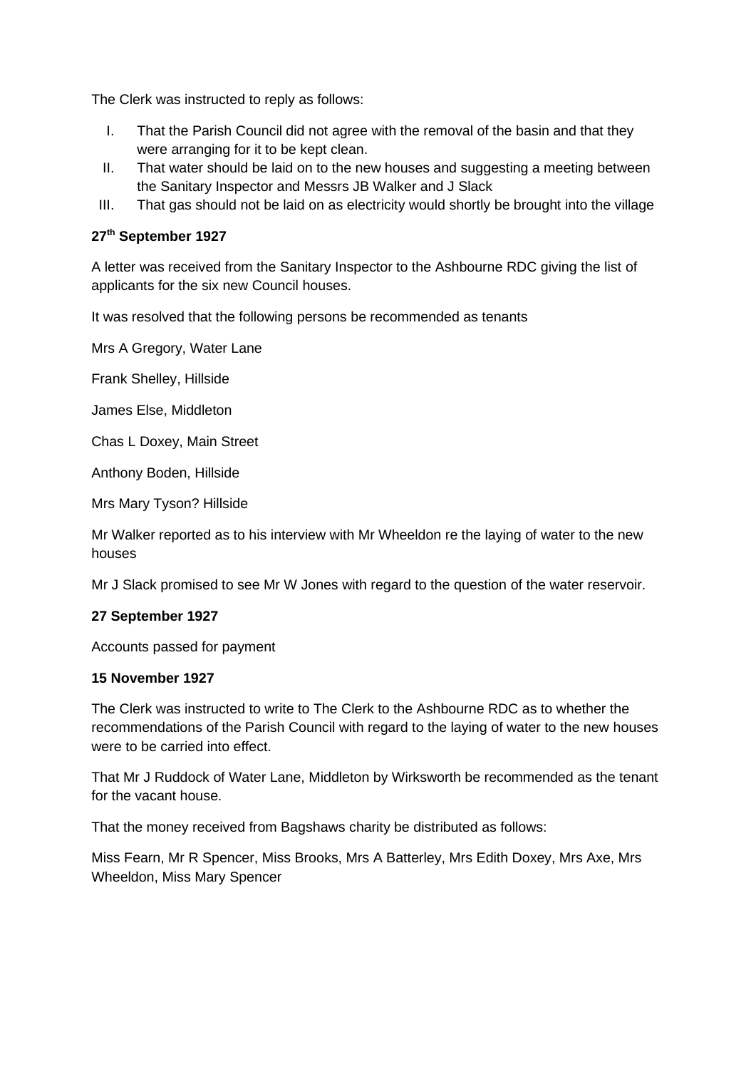The Clerk was instructed to reply as follows:

I. That the Parish Council did not agree with the removal of the basin and that they were arranging for it to be kept clean.
II. That water should be laid on to the new houses and suggesting a meeting between the Sanitary Inspector and Messrs JB Walker and J Slack
III. That gas should not be laid on as electricity would shortly be brought into the village

**27th September 1927**

A letter was received from the Sanitary Inspector to the Ashbourne RDC giving the list of applicants for the six new Council houses.

It was resolved that the following persons be recommended as tenants

Mrs A Gregory, Water Lane

Frank Shelley, Hillside

James Else, Middleton

Chas L Doxey, Main Street

Anthony Boden, Hillside

Mrs Mary Tyson? Hillside

Mr Walker reported as to his interview with Mr Wheeldon re the laying of water to the new houses

Mr J Slack promised to see Mr W Jones with regard to the question of the water reservoir.

**27 September 1927**

Accounts passed for payment

**15 November 1927**

The Clerk was instructed to write to The Clerk to the Ashbourne RDC as to whether the recommendations of the Parish Council with regard to the laying of water to the new houses were to be carried into effect.

That Mr J Ruddock of Water Lane, Middleton by Wirksworth be recommended as the tenant for the vacant house.

That the money received from Bagshaws charity be distributed as follows:

Miss Fearn, Mr R Spencer, Miss Brooks, Mrs A Batterley, Mrs Edith Doxey, Mrs Axe, Mrs Wheeldon, Miss Mary Spencer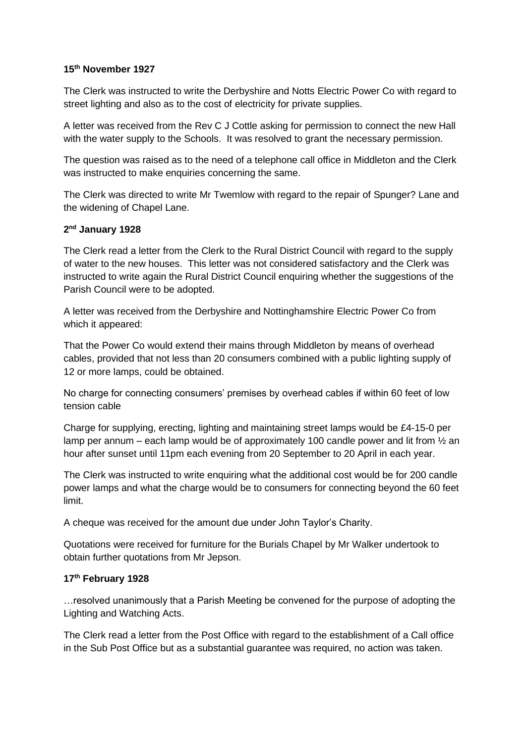**15th November 1927**

The Clerk was instructed to write the Derbyshire and Notts Electric Power Co with regard to street lighting and also as to the cost of electricity for private supplies.

A letter was received from the Rev C J Cottle asking for permission to connect the new Hall with the water supply to the Schools. It was resolved to grant the necessary permission.

The question was raised as to the need of a telephone call office in Middleton and the Clerk was instructed to make enquiries concerning the same.

The Clerk was directed to write Mr Twemlow with regard to the repair of Spunger? Lane and the widening of Chapel Lane.

**2nd January 1928**

The Clerk read a letter from the Clerk to the Rural District Council with regard to the supply of water to the new houses. This letter was not considered satisfactory and the Clerk was instructed to write again the Rural District Council enquiring whether the suggestions of the Parish Council were to be adopted.

A letter was received from the Derbyshire and Nottinghamshire Electric Power Co from which it appeared:

That the Power Co would extend their mains through Middleton by means of overhead cables, provided that not less than 20 consumers combined with a public lighting supply of 12 or more lamps, could be obtained.

No charge for connecting consumers' premises by overhead cables if within 60 feet of low tension cable

Charge for supplying, erecting, lighting and maintaining street lamps would be £4-15-0 per lamp per annum – each lamp would be of approximately 100 candle power and lit from ½ an hour after sunset until 11pm each evening from 20 September to 20 April in each year.

The Clerk was instructed to write enquiring what the additional cost would be for 200 candle power lamps and what the charge would be to consumers for connecting beyond the 60 feet limit.

A cheque was received for the amount due under John Taylor's Charity.

Quotations were received for furniture for the Burials Chapel by Mr Walker undertook to obtain further quotations from Mr Jepson.

**17th February 1928**

…resolved unanimously that a Parish Meeting be convened for the purpose of adopting the Lighting and Watching Acts.

The Clerk read a letter from the Post Office with regard to the establishment of a Call office in the Sub Post Office but as a substantial guarantee was required, no action was taken.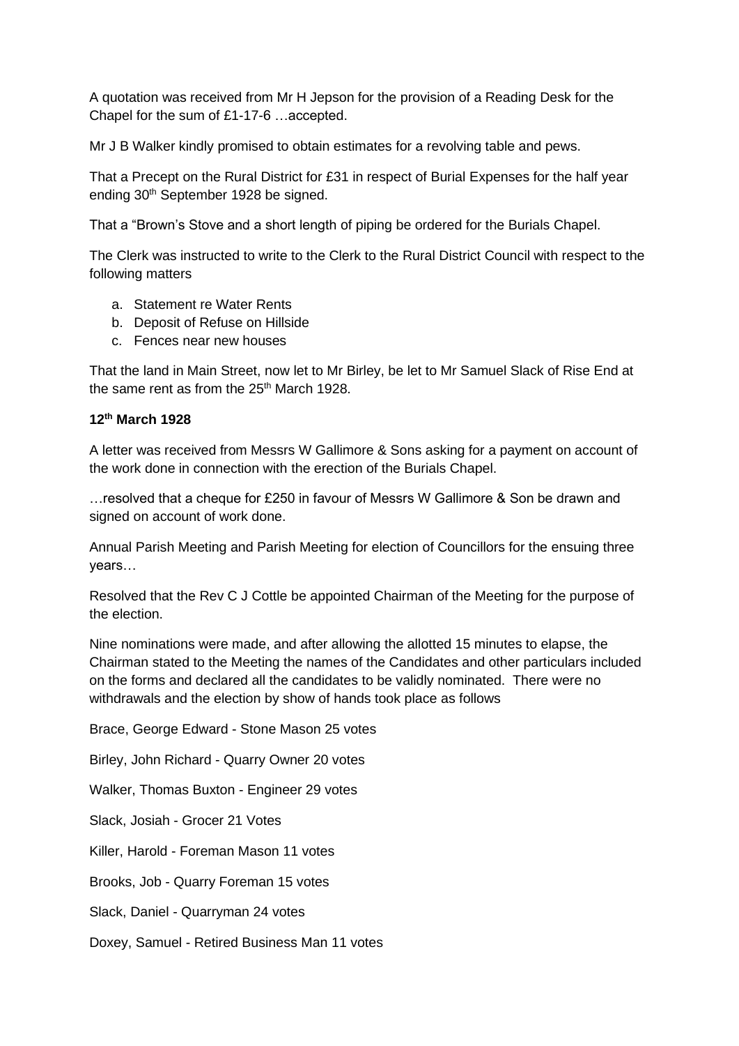A quotation was received from Mr H Jepson for the provision of a Reading Desk for the Chapel for the sum of £1-17-6 …accepted.

Mr J B Walker kindly promised to obtain estimates for a revolving table and pews.

That a Precept on the Rural District for £31 in respect of Burial Expenses for the half year ending 30th September 1928 be signed.

That a "Brown's Stove and a short length of piping be ordered for the Burials Chapel.

The Clerk was instructed to write to the Clerk to the Rural District Council with respect to the following matters

a. Statement re Water Rents
b. Deposit of Refuse on Hillside
c. Fences near new houses

That the land in Main Street, now let to Mr Birley, be let to Mr Samuel Slack of Rise End at the same rent as from the 25th March 1928.

**12th March 1928**

A letter was received from Messrs W Gallimore & Sons asking for a payment on account of the work done in connection with the erection of the Burials Chapel.

…resolved that a cheque for £250 in favour of Messrs W Gallimore & Son be drawn and signed on account of work done.

Annual Parish Meeting and Parish Meeting for election of Councillors for the ensuing three years…

Resolved that the Rev C J Cottle be appointed Chairman of the Meeting for the purpose of the election.

Nine nominations were made, and after allowing the allotted 15 minutes to elapse, the Chairman stated to the Meeting the names of the Candidates and other particulars included on the forms and declared all the candidates to be validly nominated. There were no withdrawals and the election by show of hands took place as follows

Brace, George Edward - Stone Mason 25 votes

Birley, John Richard - Quarry Owner 20 votes

Walker, Thomas Buxton - Engineer 29 votes

Slack, Josiah - Grocer 21 Votes

Killer, Harold - Foreman Mason 11 votes

Brooks, Job - Quarry Foreman 15 votes

Slack, Daniel - Quarryman 24 votes

Doxey, Samuel - Retired Business Man 11 votes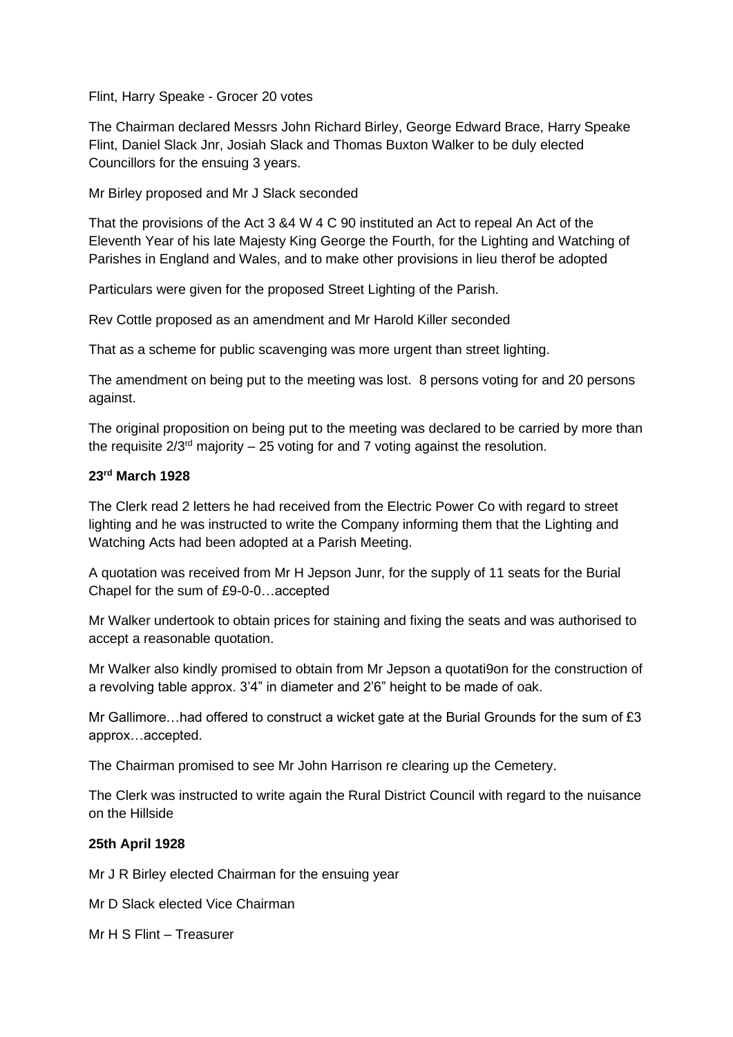Flint, Harry Speake - Grocer 20 votes

The Chairman declared Messrs John Richard Birley, George Edward Brace, Harry Speake Flint, Daniel Slack Jnr, Josiah Slack and Thomas Buxton Walker to be duly elected Councillors for the ensuing 3 years.

Mr Birley proposed and Mr J Slack seconded

That the provisions of the Act 3 &4 W 4 C 90 instituted an Act to repeal An Act of the Eleventh Year of his late Majesty King George the Fourth, for the Lighting and Watching of Parishes in England and Wales, and to make other provisions in lieu therof be adopted

Particulars were given for the proposed Street Lighting of the Parish.

Rev Cottle proposed as an amendment and Mr Harold Killer seconded

That as a scheme for public scavenging was more urgent than street lighting.

The amendment on being put to the meeting was lost. 8 persons voting for and 20 persons against.

The original proposition on being put to the meeting was declared to be carried by more than the requisite 2/3rd majority – 25 voting for and 7 voting against the resolution.

**23rd March 1928**

The Clerk read 2 letters he had received from the Electric Power Co with regard to street lighting and he was instructed to write the Company informing them that the Lighting and Watching Acts had been adopted at a Parish Meeting.

A quotation was received from Mr H Jepson Junr, for the supply of 11 seats for the Burial Chapel for the sum of £9-0-0…accepted

Mr Walker undertook to obtain prices for staining and fixing the seats and was authorised to accept a reasonable quotation.

Mr Walker also kindly promised to obtain from Mr Jepson a quotati9on for the construction of a revolving table approx. 3'4" in diameter and 2'6" height to be made of oak.

Mr Gallimore…had offered to construct a wicket gate at the Burial Grounds for the sum of £3 approx…accepted.

The Chairman promised to see Mr John Harrison re clearing up the Cemetery.

The Clerk was instructed to write again the Rural District Council with regard to the nuisance on the Hillside

**25th April 1928**

Mr J R Birley elected Chairman for the ensuing year

Mr D Slack elected Vice Chairman

Mr H S Flint – Treasurer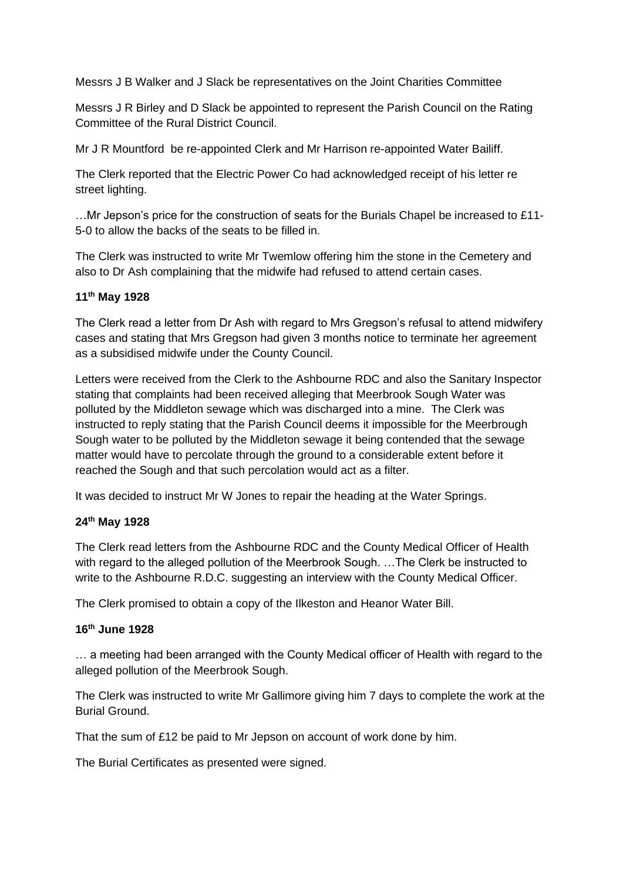Messrs J B Walker and J Slack be representatives on the Joint Charities Committee

Messrs J R Birley and D Slack be appointed to represent the Parish Council on the Rating Committee of the Rural District Council.

Mr J R Mountford be re-appointed Clerk and Mr Harrison re-appointed Water Bailiff.

The Clerk reported that the Electric Power Co had acknowledged receipt of his letter re street lighting.

…Mr Jepson's price for the construction of seats for the Burials Chapel be increased to £11-5-0 to allow the backs of the seats to be filled in.

The Clerk was instructed to write Mr Twemlow offering him the stone in the Cemetery and also to Dr Ash complaining that the midwife had refused to attend certain cases.

**11th May 1928**

The Clerk read a letter from Dr Ash with regard to Mrs Gregson's refusal to attend midwifery cases and stating that Mrs Gregson had given 3 months notice to terminate her agreement as a subsidised midwife under the County Council.

Letters were received from the Clerk to the Ashbourne RDC and also the Sanitary Inspector stating that complaints had been received alleging that Meerbrook Sough Water was polluted by the Middleton sewage which was discharged into a mine. The Clerk was instructed to reply stating that the Parish Council deems it impossible for the Meerbrough Sough water to be polluted by the Middleton sewage it being contended that the sewage matter would have to percolate through the ground to a considerable extent before it reached the Sough and that such percolation would act as a filter.

It was decided to instruct Mr W Jones to repair the heading at the Water Springs.

**24th May 1928**

The Clerk read letters from the Ashbourne RDC and the County Medical Officer of Health with regard to the alleged pollution of the Meerbrook Sough. …The Clerk be instructed to write to the Ashbourne R.D.C. suggesting an interview with the County Medical Officer.

The Clerk promised to obtain a copy of the Ilkeston and Heanor Water Bill.

**16th June 1928**

… a meeting had been arranged with the County Medical officer of Health with regard to the alleged pollution of the Meerbrook Sough.

The Clerk was instructed to write Mr Gallimore giving him 7 days to complete the work at the Burial Ground.

That the sum of £12 be paid to Mr Jepson on account of work done by him.

The Burial Certificates as presented were signed.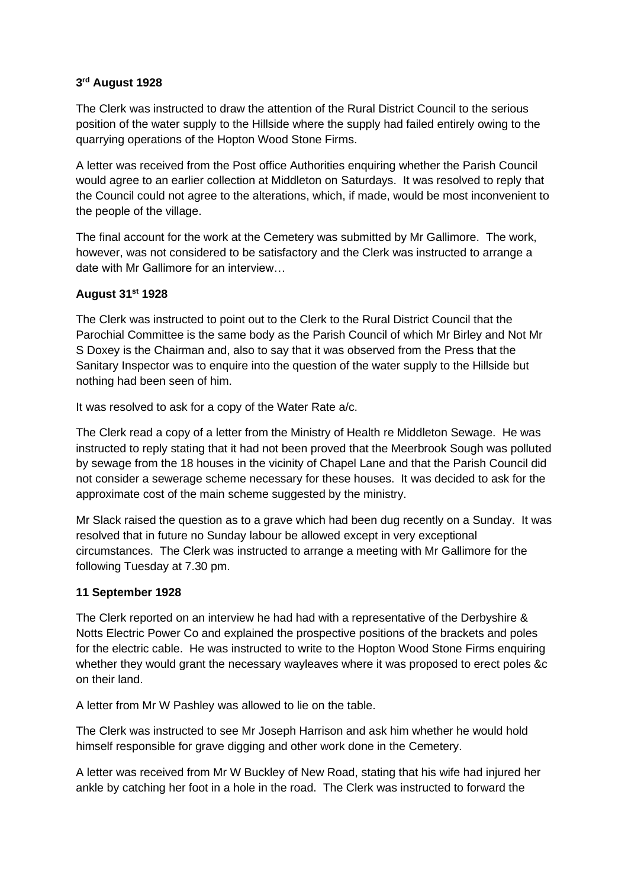**3rd August 1928**

The Clerk was instructed to draw the attention of the Rural District Council to the serious position of the water supply to the Hillside where the supply had failed entirely owing to the quarrying operations of the Hopton Wood Stone Firms.

A letter was received from the Post office Authorities enquiring whether the Parish Council would agree to an earlier collection at Middleton on Saturdays. It was resolved to reply that the Council could not agree to the alterations, which, if made, would be most inconvenient to the people of the village.

The final account for the work at the Cemetery was submitted by Mr Gallimore. The work, however, was not considered to be satisfactory and the Clerk was instructed to arrange a date with Mr Gallimore for an interview…

**August 31st 1928**

The Clerk was instructed to point out to the Clerk to the Rural District Council that the Parochial Committee is the same body as the Parish Council of which Mr Birley and Not Mr S Doxey is the Chairman and, also to say that it was observed from the Press that the Sanitary Inspector was to enquire into the question of the water supply to the Hillside but nothing had been seen of him.

It was resolved to ask for a copy of the Water Rate a/c.

The Clerk read a copy of a letter from the Ministry of Health re Middleton Sewage. He was instructed to reply stating that it had not been proved that the Meerbrook Sough was polluted by sewage from the 18 houses in the vicinity of Chapel Lane and that the Parish Council did not consider a sewerage scheme necessary for these houses. It was decided to ask for the approximate cost of the main scheme suggested by the ministry.

Mr Slack raised the question as to a grave which had been dug recently on a Sunday. It was resolved that in future no Sunday labour be allowed except in very exceptional circumstances. The Clerk was instructed to arrange a meeting with Mr Gallimore for the following Tuesday at 7.30 pm.

**11 September 1928**

The Clerk reported on an interview he had had with a representative of the Derbyshire & Notts Electric Power Co and explained the prospective positions of the brackets and poles for the electric cable. He was instructed to write to the Hopton Wood Stone Firms enquiring whether they would grant the necessary wayleaves where it was proposed to erect poles &c on their land.

A letter from Mr W Pashley was allowed to lie on the table.

The Clerk was instructed to see Mr Joseph Harrison and ask him whether he would hold himself responsible for grave digging and other work done in the Cemetery.

A letter was received from Mr W Buckley of New Road, stating that his wife had injured her ankle by catching her foot in a hole in the road. The Clerk was instructed to forward the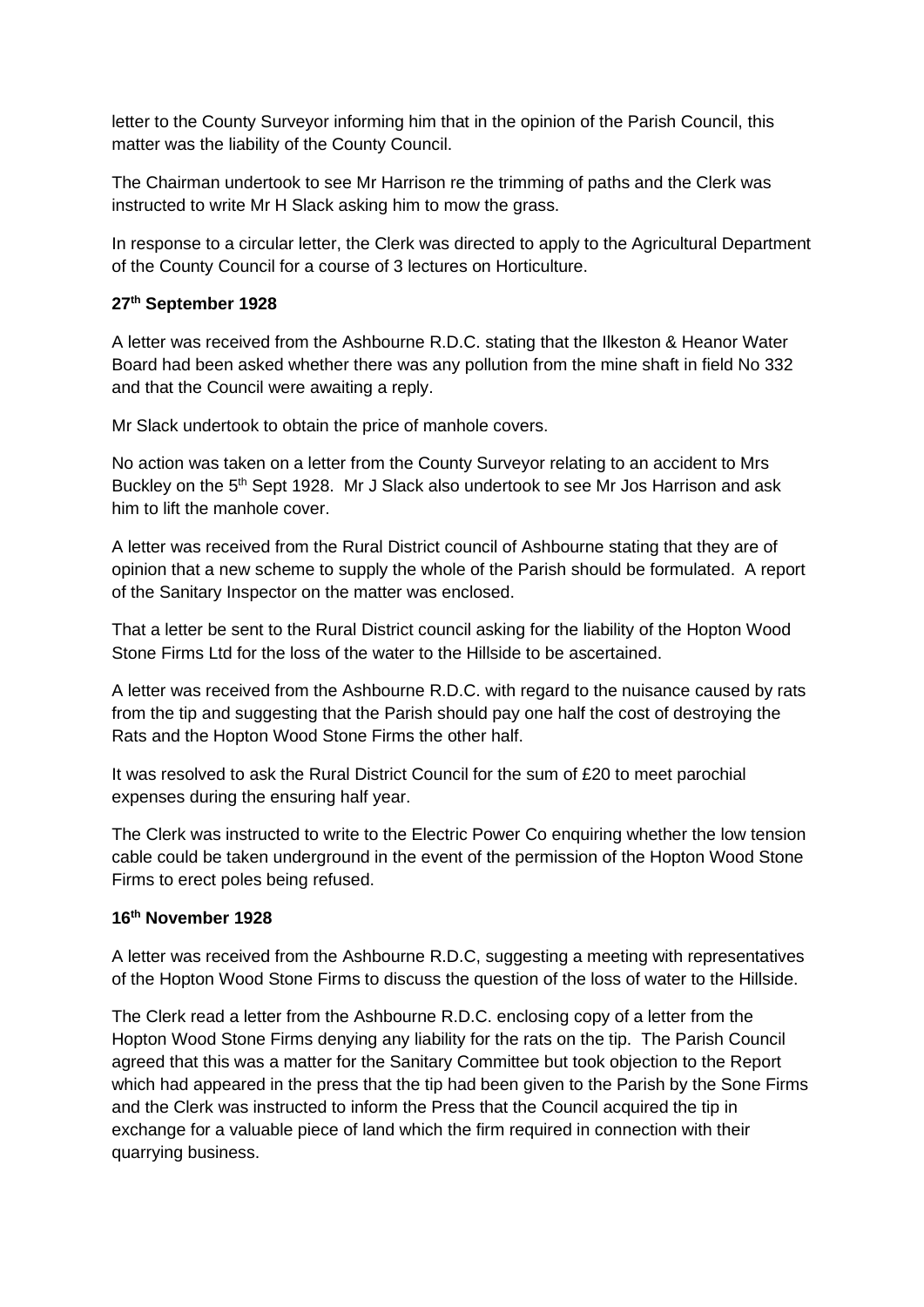letter to the County Surveyor informing him that in the opinion of the Parish Council, this matter was the liability of the County Council.

The Chairman undertook to see Mr Harrison re the trimming of paths and the Clerk was instructed to write Mr H Slack asking him to mow the grass.

In response to a circular letter, the Clerk was directed to apply to the Agricultural Department of the County Council for a course of 3 lectures on Horticulture.

**27th September 1928**

A letter was received from the Ashbourne R.D.C. stating that the Ilkeston & Heanor Water Board had been asked whether there was any pollution from the mine shaft in field No 332 and that the Council were awaiting a reply.

Mr Slack undertook to obtain the price of manhole covers.

No action was taken on a letter from the County Surveyor relating to an accident to Mrs Buckley on the 5th Sept 1928. Mr J Slack also undertook to see Mr Jos Harrison and ask him to lift the manhole cover.

A letter was received from the Rural District council of Ashbourne stating that they are of opinion that a new scheme to supply the whole of the Parish should be formulated. A report of the Sanitary Inspector on the matter was enclosed.

That a letter be sent to the Rural District council asking for the liability of the Hopton Wood Stone Firms Ltd for the loss of the water to the Hillside to be ascertained.

A letter was received from the Ashbourne R.D.C. with regard to the nuisance caused by rats from the tip and suggesting that the Parish should pay one half the cost of destroying the Rats and the Hopton Wood Stone Firms the other half.

It was resolved to ask the Rural District Council for the sum of £20 to meet parochial expenses during the ensuring half year.

The Clerk was instructed to write to the Electric Power Co enquiring whether the low tension cable could be taken underground in the event of the permission of the Hopton Wood Stone Firms to erect poles being refused.

**16th November 1928**

A letter was received from the Ashbourne R.D.C, suggesting a meeting with representatives of the Hopton Wood Stone Firms to discuss the question of the loss of water to the Hillside.

The Clerk read a letter from the Ashbourne R.D.C. enclosing copy of a letter from the Hopton Wood Stone Firms denying any liability for the rats on the tip. The Parish Council agreed that this was a matter for the Sanitary Committee but took objection to the Report which had appeared in the press that the tip had been given to the Parish by the Sone Firms and the Clerk was instructed to inform the Press that the Council acquired the tip in exchange for a valuable piece of land which the firm required in connection with their quarrying business.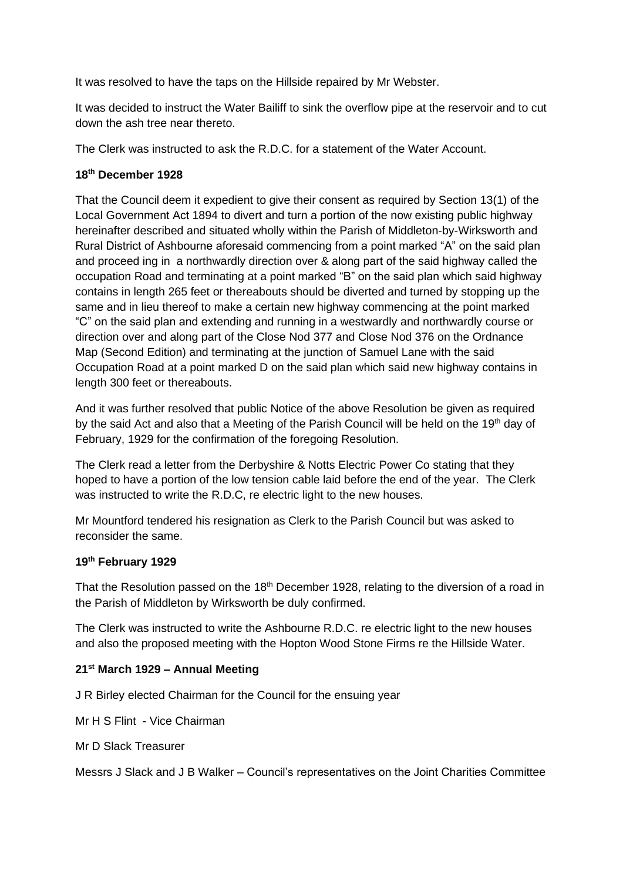It was resolved to have the taps on the Hillside repaired by Mr Webster.

It was decided to instruct the Water Bailiff to sink the overflow pipe at the reservoir and to cut down the ash tree near thereto.

The Clerk was instructed to ask the R.D.C. for a statement of the Water Account.

**18th December 1928**

That the Council deem it expedient to give their consent as required by Section 13(1) of the Local Government Act 1894 to divert and turn a portion of the now existing public highway hereinafter described and situated wholly within the Parish of Middleton-by-Wirksworth and Rural District of Ashbourne aforesaid commencing from a point marked "A" on the said plan and proceed ing in a northwardly direction over & along part of the said highway called the occupation Road and terminating at a point marked "B" on the said plan which said highway contains in length 265 feet or thereabouts should be diverted and turned by stopping up the same and in lieu thereof to make a certain new highway commencing at the point marked "C" on the said plan and extending and running in a westwardly and northwardly course or direction over and along part of the Close Nod 377 and Close Nod 376 on the Ordnance Map (Second Edition) and terminating at the junction of Samuel Lane with the said Occupation Road at a point marked D on the said plan which said new highway contains in length 300 feet or thereabouts.

And it was further resolved that public Notice of the above Resolution be given as required by the said Act and also that a Meeting of the Parish Council will be held on the 19th day of February, 1929 for the confirmation of the foregoing Resolution.

The Clerk read a letter from the Derbyshire & Notts Electric Power Co stating that they hoped to have a portion of the low tension cable laid before the end of the year. The Clerk was instructed to write the R.D.C, re electric light to the new houses.

Mr Mountford tendered his resignation as Clerk to the Parish Council but was asked to reconsider the same.

**19th February 1929**

That the Resolution passed on the 18th December 1928, relating to the diversion of a road in the Parish of Middleton by Wirksworth be duly confirmed.

The Clerk was instructed to write the Ashbourne R.D.C. re electric light to the new houses and also the proposed meeting with the Hopton Wood Stone Firms re the Hillside Water.

**21st March 1929 – Annual Meeting**

J R Birley elected Chairman for the Council for the ensuing year

Mr H S Flint - Vice Chairman

Mr D Slack Treasurer

Messrs J Slack and J B Walker – Council's representatives on the Joint Charities Committee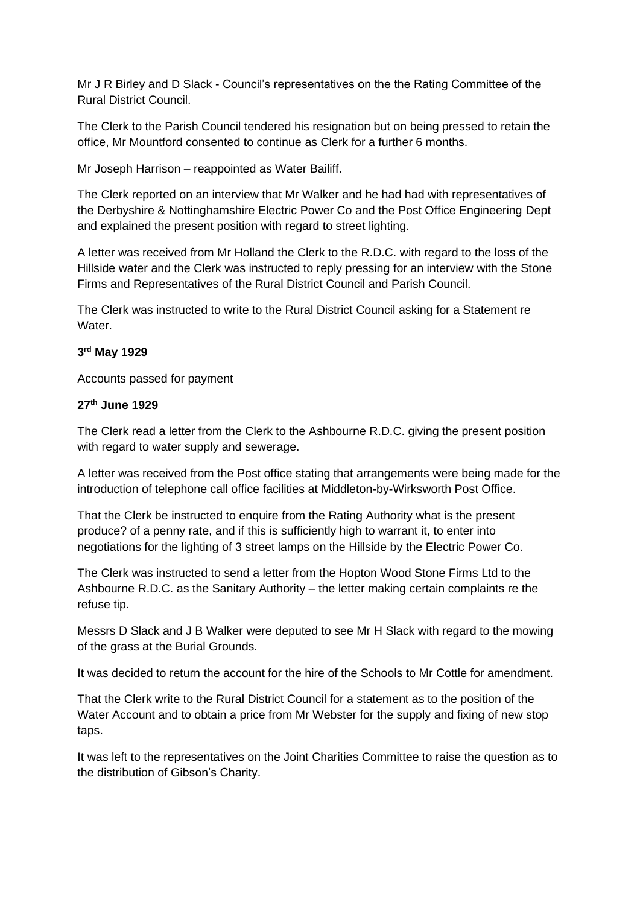Mr J R Birley and D Slack - Council's representatives on the the Rating Committee of the Rural District Council.

The Clerk to the Parish Council tendered his resignation but on being pressed to retain the office, Mr Mountford consented to continue as Clerk for a further 6 months.

Mr Joseph Harrison – reappointed as Water Bailiff.

The Clerk reported on an interview that Mr Walker and he had had with representatives of the Derbyshire & Nottinghamshire Electric Power Co and the Post Office Engineering Dept and explained the present position with regard to street lighting.

A letter was received from Mr Holland the Clerk to the R.D.C. with regard to the loss of the Hillside water and the Clerk was instructed to reply pressing for an interview with the Stone Firms and Representatives of the Rural District Council and Parish Council.

The Clerk was instructed to write to the Rural District Council asking for a Statement re Water.

**3rd May 1929**

Accounts passed for payment

**27th June 1929**

The Clerk read a letter from the Clerk to the Ashbourne R.D.C. giving the present position with regard to water supply and sewerage.

A letter was received from the Post office stating that arrangements were being made for the introduction of telephone call office facilities at Middleton-by-Wirksworth Post Office.

That the Clerk be instructed to enquire from the Rating Authority what is the present produce? of a penny rate, and if this is sufficiently high to warrant it, to enter into negotiations for the lighting of 3 street lamps on the Hillside by the Electric Power Co.

The Clerk was instructed to send a letter from the Hopton Wood Stone Firms Ltd to the Ashbourne R.D.C. as the Sanitary Authority – the letter making certain complaints re the refuse tip.

Messrs D Slack and J B Walker were deputed to see Mr H Slack with regard to the mowing of the grass at the Burial Grounds.

It was decided to return the account for the hire of the Schools to Mr Cottle for amendment.

That the Clerk write to the Rural District Council for a statement as to the position of the Water Account and to obtain a price from Mr Webster for the supply and fixing of new stop taps.

It was left to the representatives on the Joint Charities Committee to raise the question as to the distribution of Gibson's Charity.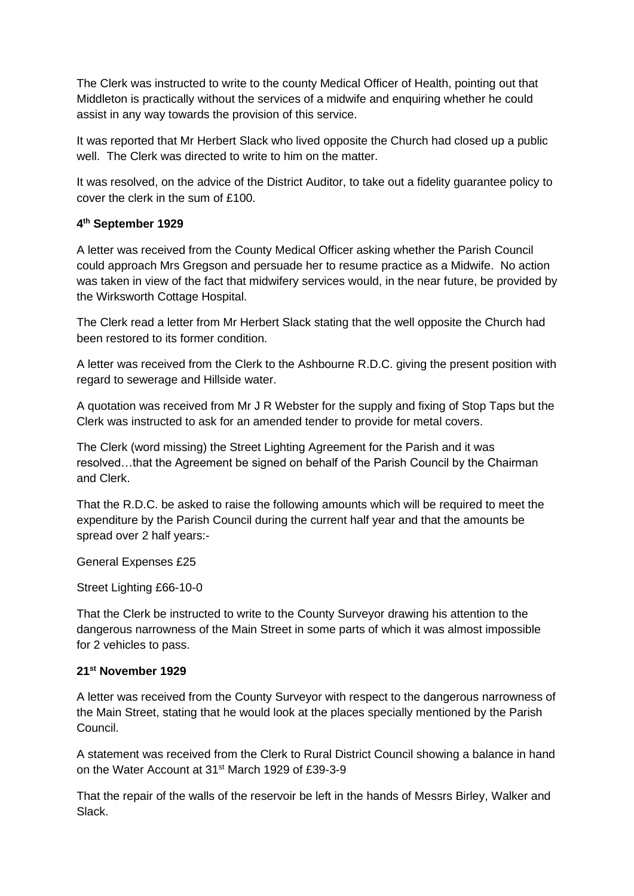The Clerk was instructed to write to the county Medical Officer of Health, pointing out that Middleton is practically without the services of a midwife and enquiring whether he could assist in any way towards the provision of this service.

It was reported that Mr Herbert Slack who lived opposite the Church had closed up a public well. The Clerk was directed to write to him on the matter.

It was resolved, on the advice of the District Auditor, to take out a fidelity guarantee policy to cover the clerk in the sum of £100.

**4th September 1929**

A letter was received from the County Medical Officer asking whether the Parish Council could approach Mrs Gregson and persuade her to resume practice as a Midwife. No action was taken in view of the fact that midwifery services would, in the near future, be provided by the Wirksworth Cottage Hospital.

The Clerk read a letter from Mr Herbert Slack stating that the well opposite the Church had been restored to its former condition.

A letter was received from the Clerk to the Ashbourne R.D.C. giving the present position with regard to sewerage and Hillside water.

A quotation was received from Mr J R Webster for the supply and fixing of Stop Taps but the Clerk was instructed to ask for an amended tender to provide for metal covers.

The Clerk (word missing) the Street Lighting Agreement for the Parish and it was resolved…that the Agreement be signed on behalf of the Parish Council by the Chairman and Clerk.

That the R.D.C. be asked to raise the following amounts which will be required to meet the expenditure by the Parish Council during the current half year and that the amounts be spread over 2 half years:-

General Expenses £25

Street Lighting £66-10-0

That the Clerk be instructed to write to the County Surveyor drawing his attention to the dangerous narrowness of the Main Street in some parts of which it was almost impossible for 2 vehicles to pass.

**21st November 1929**

A letter was received from the County Surveyor with respect to the dangerous narrowness of the Main Street, stating that he would look at the places specially mentioned by the Parish Council.

A statement was received from the Clerk to Rural District Council showing a balance in hand on the Water Account at 31st March 1929 of £39-3-9

That the repair of the walls of the reservoir be left in the hands of Messrs Birley, Walker and Slack.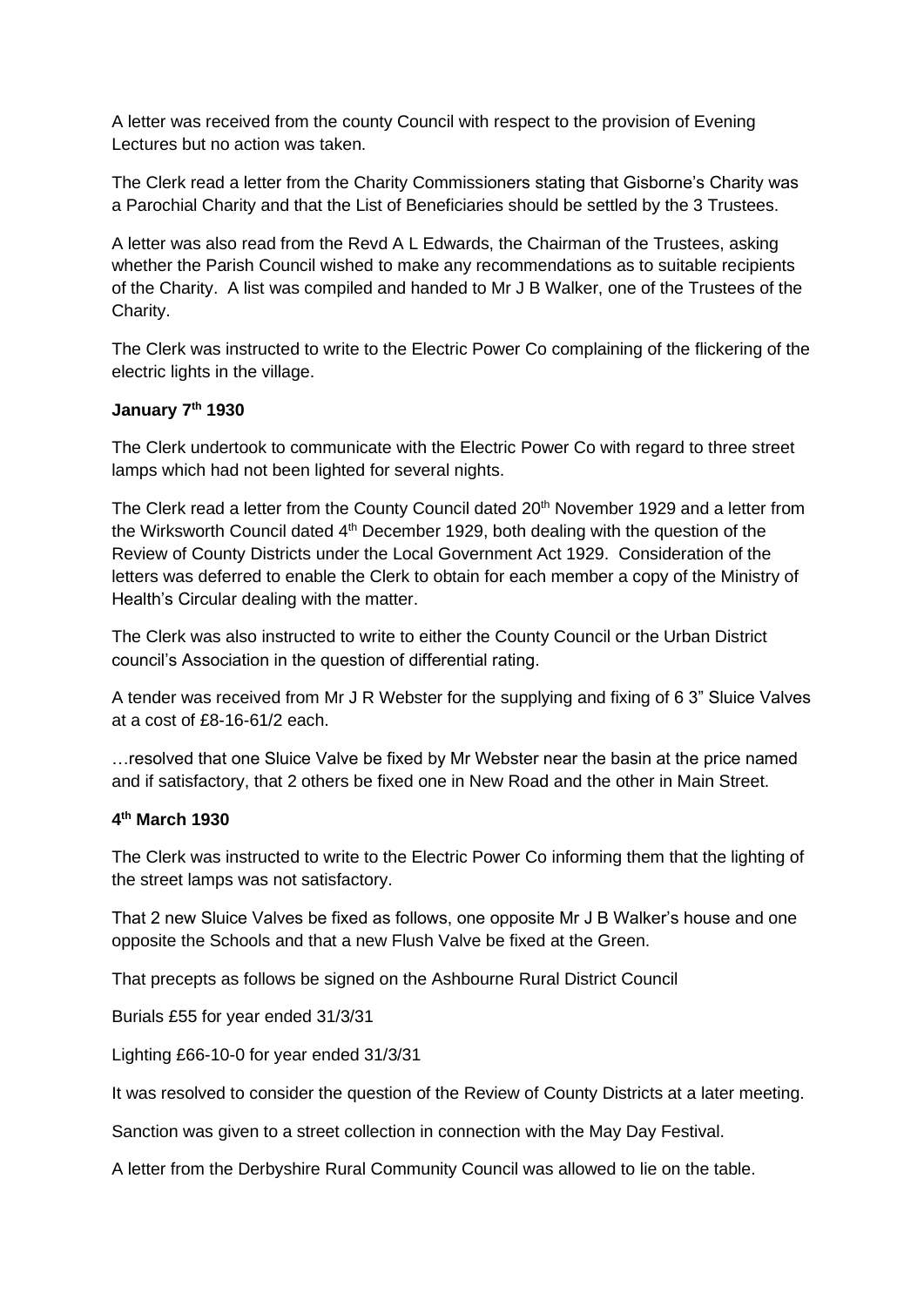A letter was received from the county Council with respect to the provision of Evening Lectures but no action was taken.

The Clerk read a letter from the Charity Commissioners stating that Gisborne's Charity was a Parochial Charity and that the List of Beneficiaries should be settled by the 3 Trustees.

A letter was also read from the Revd A L Edwards, the Chairman of the Trustees, asking whether the Parish Council wished to make any recommendations as to suitable recipients of the Charity. A list was compiled and handed to Mr J B Walker, one of the Trustees of the Charity.

The Clerk was instructed to write to the Electric Power Co complaining of the flickering of the electric lights in the village.

**January 7th 1930**

The Clerk undertook to communicate with the Electric Power Co with regard to three street lamps which had not been lighted for several nights.

The Clerk read a letter from the County Council dated 20th November 1929 and a letter from the Wirksworth Council dated 4th December 1929, both dealing with the question of the Review of County Districts under the Local Government Act 1929. Consideration of the letters was deferred to enable the Clerk to obtain for each member a copy of the Ministry of Health's Circular dealing with the matter.

The Clerk was also instructed to write to either the County Council or the Urban District council's Association in the question of differential rating.

A tender was received from Mr J R Webster for the supplying and fixing of 6 3" Sluice Valves at a cost of £8-16-61/2 each.

…resolved that one Sluice Valve be fixed by Mr Webster near the basin at the price named and if satisfactory, that 2 others be fixed one in New Road and the other in Main Street.

**4th March 1930**

The Clerk was instructed to write to the Electric Power Co informing them that the lighting of the street lamps was not satisfactory.

That 2 new Sluice Valves be fixed as follows, one opposite Mr J B Walker's house and one opposite the Schools and that a new Flush Valve be fixed at the Green.

That precepts as follows be signed on the Ashbourne Rural District Council

Burials £55 for year ended 31/3/31

Lighting £66-10-0 for year ended 31/3/31

It was resolved to consider the question of the Review of County Districts at a later meeting.

Sanction was given to a street collection in connection with the May Day Festival.

A letter from the Derbyshire Rural Community Council was allowed to lie on the table.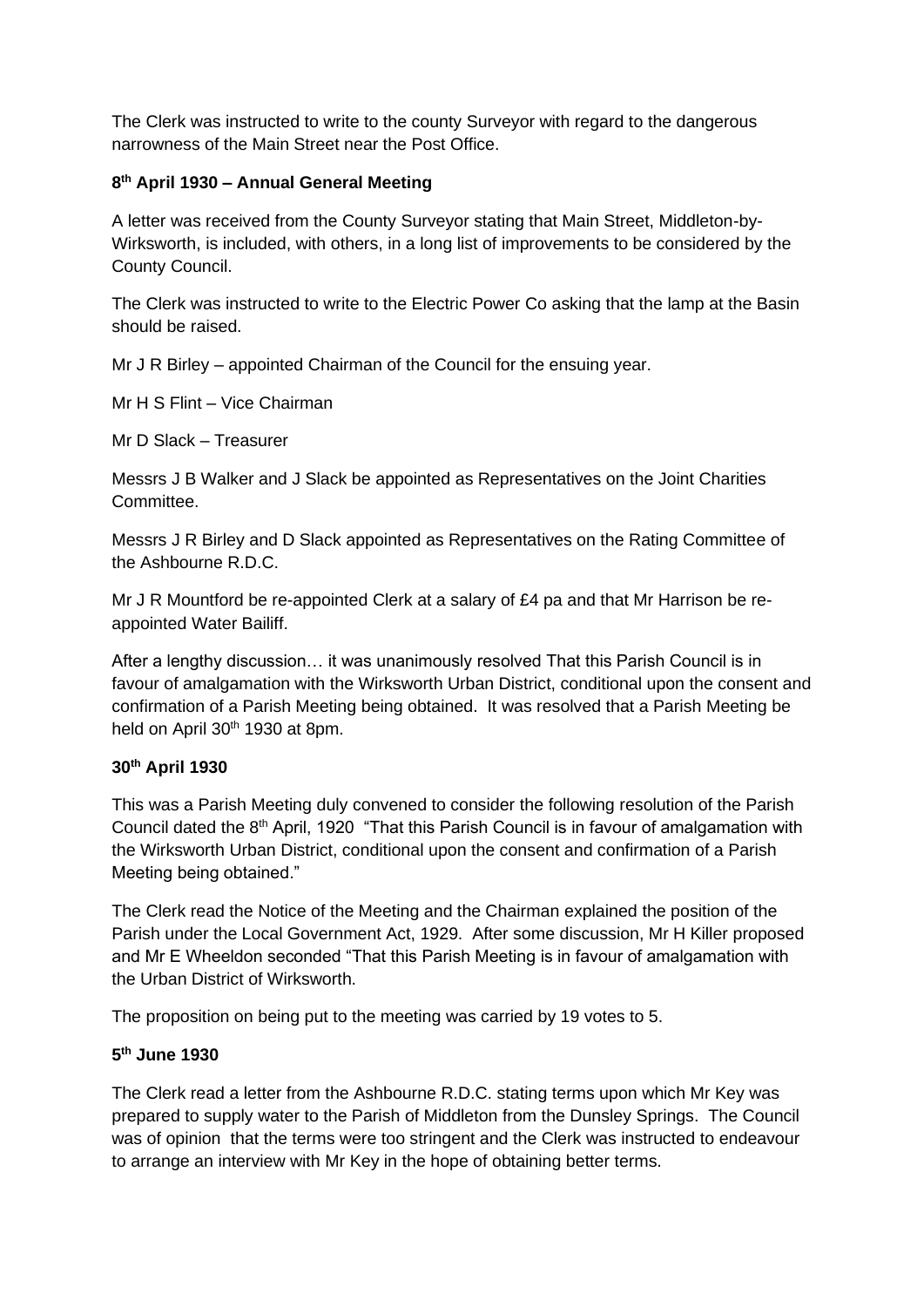The Clerk was instructed to write to the county Surveyor with regard to the dangerous narrowness of the Main Street near the Post Office.

**8th April 1930 – Annual General Meeting**

A letter was received from the County Surveyor stating that Main Street, Middleton-by-Wirksworth, is included, with others, in a long list of improvements to be considered by the County Council.

The Clerk was instructed to write to the Electric Power Co asking that the lamp at the Basin should be raised.

Mr J R Birley – appointed Chairman of the Council for the ensuing year.

Mr H S Flint – Vice Chairman

Mr D Slack – Treasurer

Messrs J B Walker and J Slack be appointed as Representatives on the Joint Charities Committee.

Messrs J R Birley and D Slack appointed as Representatives on the Rating Committee of the Ashbourne R.D.C.

Mr J R Mountford be re-appointed Clerk at a salary of £4 pa and that Mr Harrison be re-appointed Water Bailiff.

After a lengthy discussion… it was unanimously resolved That this Parish Council is in favour of amalgamation with the Wirksworth Urban District, conditional upon the consent and confirmation of a Parish Meeting being obtained. It was resolved that a Parish Meeting be held on April 30th 1930 at 8pm.

**30th April 1930**

This was a Parish Meeting duly convened to consider the following resolution of the Parish Council dated the 8th April, 1920 "That this Parish Council is in favour of amalgamation with the Wirksworth Urban District, conditional upon the consent and confirmation of a Parish Meeting being obtained."

The Clerk read the Notice of the Meeting and the Chairman explained the position of the Parish under the Local Government Act, 1929. After some discussion, Mr H Killer proposed and Mr E Wheeldon seconded "That this Parish Meeting is in favour of amalgamation with the Urban District of Wirksworth.

The proposition on being put to the meeting was carried by 19 votes to 5.

**5th June 1930**

The Clerk read a letter from the Ashbourne R.D.C. stating terms upon which Mr Key was prepared to supply water to the Parish of Middleton from the Dunsley Springs. The Council was of opinion that the terms were too stringent and the Clerk was instructed to endeavour to arrange an interview with Mr Key in the hope of obtaining better terms.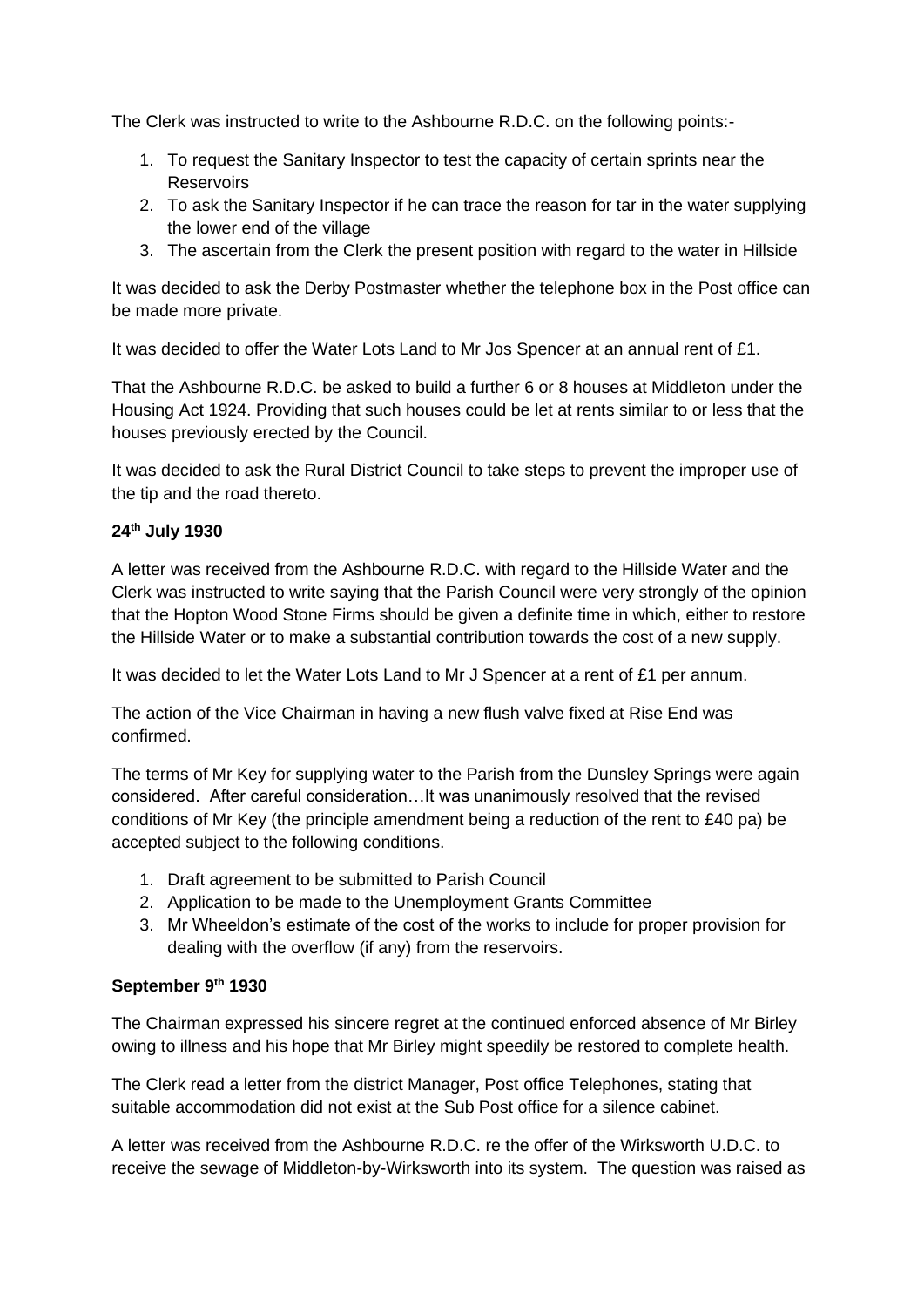The Clerk was instructed to write to the Ashbourne R.D.C. on the following points:-

1. To request the Sanitary Inspector to test the capacity of certain sprints near the Reservoirs
2. To ask the Sanitary Inspector if he can trace the reason for tar in the water supplying the lower end of the village
3. The ascertain from the Clerk the present position with regard to the water in Hillside

It was decided to ask the Derby Postmaster whether the telephone box in the Post office can be made more private.

It was decided to offer the Water Lots Land to Mr Jos Spencer at an annual rent of £1.

That the Ashbourne R.D.C. be asked to build a further 6 or 8 houses at Middleton under the Housing Act 1924. Providing that such houses could be let at rents similar to or less that the houses previously erected by the Council.

It was decided to ask the Rural District Council to take steps to prevent the improper use of the tip and the road thereto.

**24th July 1930**

A letter was received from the Ashbourne R.D.C. with regard to the Hillside Water and the Clerk was instructed to write saying that the Parish Council were very strongly of the opinion that the Hopton Wood Stone Firms should be given a definite time in which, either to restore the Hillside Water or to make a substantial contribution towards the cost of a new supply.

It was decided to let the Water Lots Land to Mr J Spencer at a rent of £1 per annum.

The action of the Vice Chairman in having a new flush valve fixed at Rise End was confirmed.

The terms of Mr Key for supplying water to the Parish from the Dunsley Springs were again considered. After careful consideration…It was unanimously resolved that the revised conditions of Mr Key (the principle amendment being a reduction of the rent to £40 pa) be accepted subject to the following conditions.

1. Draft agreement to be submitted to Parish Council
2. Application to be made to the Unemployment Grants Committee
3. Mr Wheeldon's estimate of the cost of the works to include for proper provision for dealing with the overflow (if any) from the reservoirs.

**September 9th 1930**

The Chairman expressed his sincere regret at the continued enforced absence of Mr Birley owing to illness and his hope that Mr Birley might speedily be restored to complete health.

The Clerk read a letter from the district Manager, Post office Telephones, stating that suitable accommodation did not exist at the Sub Post office for a silence cabinet.

A letter was received from the Ashbourne R.D.C. re the offer of the Wirksworth U.D.C. to receive the sewage of Middleton-by-Wirksworth into its system. The question was raised as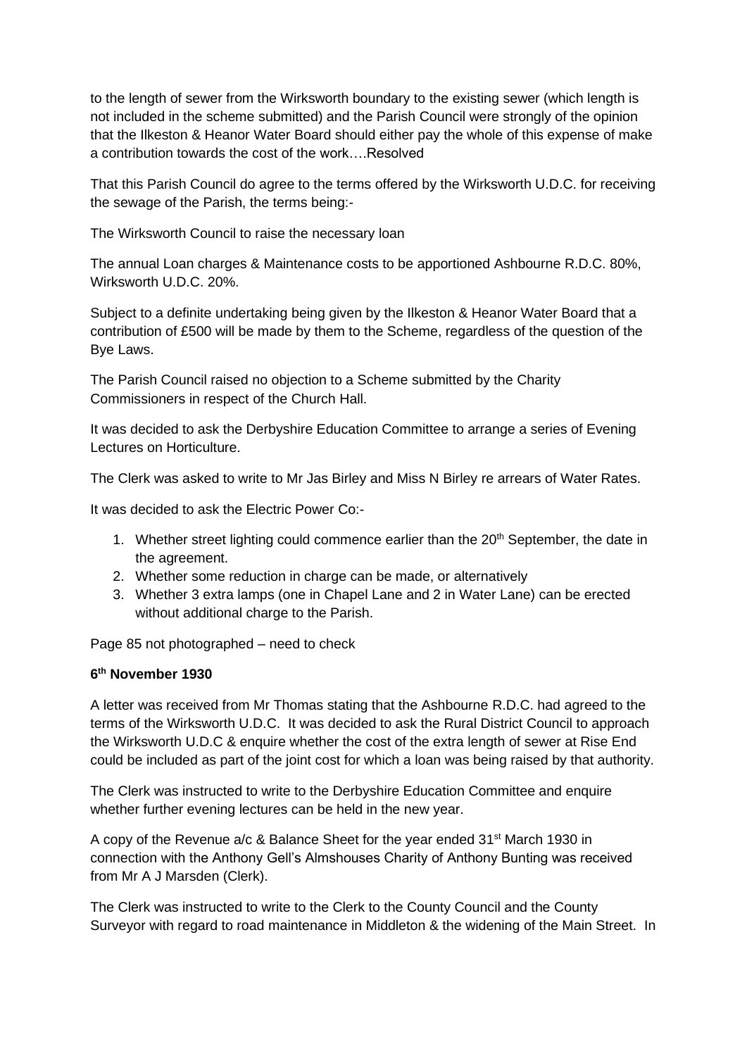to the length of sewer from the Wirksworth boundary to the existing sewer (which length is not included in the scheme submitted) and the Parish Council were strongly of the opinion that the Ilkeston & Heanor Water Board should either pay the whole of this expense of make a contribution towards the cost of the work….Resolved

That this Parish Council do agree to the terms offered by the Wirksworth U.D.C. for receiving the sewage of the Parish, the terms being:-

The Wirksworth Council to raise the necessary loan

The annual Loan charges & Maintenance costs to be apportioned Ashbourne R.D.C. 80%, Wirksworth U.D.C. 20%.

Subject to a definite undertaking being given by the Ilkeston & Heanor Water Board that a contribution of £500 will be made by them to the Scheme, regardless of the question of the Bye Laws.

The Parish Council raised no objection to a Scheme submitted by the Charity Commissioners in respect of the Church Hall.

It was decided to ask the Derbyshire Education Committee to arrange a series of Evening Lectures on Horticulture.

The Clerk was asked to write to Mr Jas Birley and Miss N Birley re arrears of Water Rates.

It was decided to ask the Electric Power Co:-

1. Whether street lighting could commence earlier than the 20th September, the date in the agreement.
2. Whether some reduction in charge can be made, or alternatively
3. Whether 3 extra lamps (one in Chapel Lane and 2 in Water Lane) can be erected without additional charge to the Parish.

Page 85 not photographed – need to check

**6th November 1930**

A letter was received from Mr Thomas stating that the Ashbourne R.D.C. had agreed to the terms of the Wirksworth U.D.C. It was decided to ask the Rural District Council to approach the Wirksworth U.D.C & enquire whether the cost of the extra length of sewer at Rise End could be included as part of the joint cost for which a loan was being raised by that authority.

The Clerk was instructed to write to the Derbyshire Education Committee and enquire whether further evening lectures can be held in the new year.

A copy of the Revenue a/c & Balance Sheet for the year ended 31st March 1930 in connection with the Anthony Gell's Almshouses Charity of Anthony Bunting was received from Mr A J Marsden (Clerk).

The Clerk was instructed to write to the Clerk to the County Council and the County Surveyor with regard to road maintenance in Middleton & the widening of the Main Street. In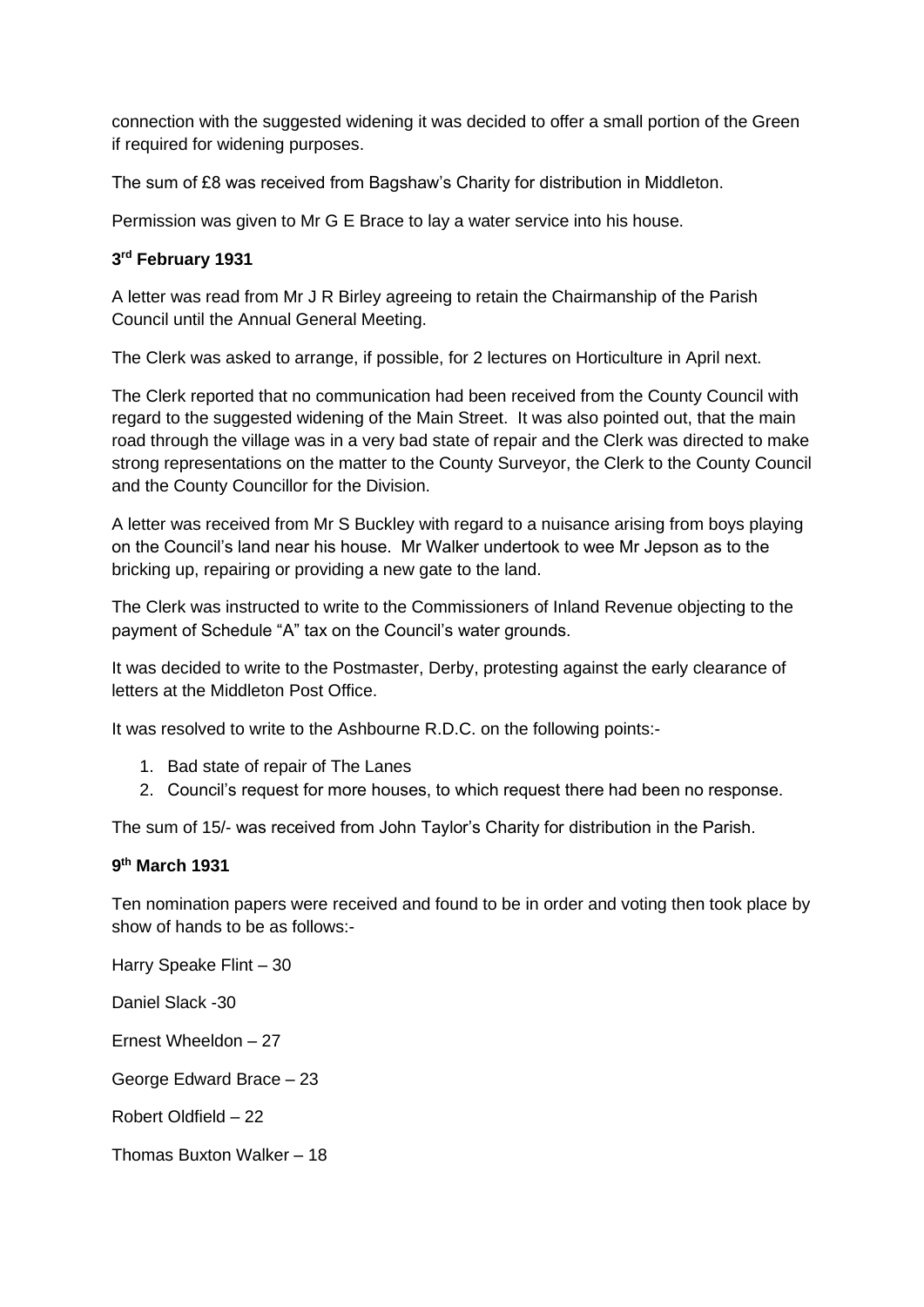connection with the suggested widening it was decided to offer a small portion of the Green if required for widening purposes.

The sum of £8 was received from Bagshaw's Charity for distribution in Middleton.

Permission was given to Mr G E Brace to lay a water service into his house.

**3rd February 1931**

A letter was read from Mr J R Birley agreeing to retain the Chairmanship of the Parish Council until the Annual General Meeting.

The Clerk was asked to arrange, if possible, for 2 lectures on Horticulture in April next.

The Clerk reported that no communication had been received from the County Council with regard to the suggested widening of the Main Street. It was also pointed out, that the main road through the village was in a very bad state of repair and the Clerk was directed to make strong representations on the matter to the County Surveyor, the Clerk to the County Council and the County Councillor for the Division.

A letter was received from Mr S Buckley with regard to a nuisance arising from boys playing on the Council's land near his house. Mr Walker undertook to wee Mr Jepson as to the bricking up, repairing or providing a new gate to the land.

The Clerk was instructed to write to the Commissioners of Inland Revenue objecting to the payment of Schedule "A" tax on the Council's water grounds.

It was decided to write to the Postmaster, Derby, protesting against the early clearance of letters at the Middleton Post Office.

It was resolved to write to the Ashbourne R.D.C. on the following points:-

1. Bad state of repair of The Lanes
2. Council's request for more houses, to which request there had been no response.

The sum of 15/- was received from John Taylor's Charity for distribution in the Parish.

**9th March 1931**

Ten nomination papers were received and found to be in order and voting then took place by show of hands to be as follows:-

Harry Speake Flint – 30

Daniel Slack -30

Ernest Wheeldon – 27

George Edward Brace – 23

Robert Oldfield – 22

Thomas Buxton Walker – 18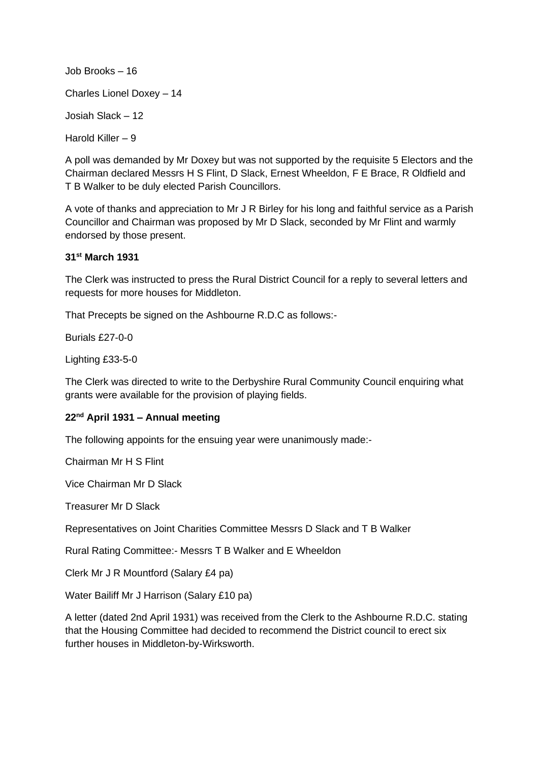Job Brooks – 16

Charles Lionel Doxey – 14

Josiah Slack – 12

Harold Killer – 9

A poll was demanded by Mr Doxey but was not supported by the requisite 5 Electors and the Chairman declared Messrs H S Flint, D Slack, Ernest Wheeldon, F E Brace, R Oldfield and T B Walker to be duly elected Parish Councillors.

A vote of thanks and appreciation to Mr J R Birley for his long and faithful service as a Parish Councillor and Chairman was proposed by Mr D Slack, seconded by Mr Flint and warmly endorsed by those present.

**31st March 1931**

The Clerk was instructed to press the Rural District Council for a reply to several letters and requests for more houses for Middleton.

That Precepts be signed on the Ashbourne R.D.C as follows:-

Burials £27-0-0

Lighting £33-5-0

The Clerk was directed to write to the Derbyshire Rural Community Council enquiring what grants were available for the provision of playing fields.

**22nd April 1931 – Annual meeting**

The following appoints for the ensuing year were unanimously made:-

Chairman Mr H S Flint

Vice Chairman Mr D Slack

Treasurer Mr D Slack

Representatives on Joint Charities Committee Messrs D Slack and T B Walker

Rural Rating Committee:- Messrs T B Walker and E Wheeldon

Clerk Mr J R Mountford (Salary £4 pa)

Water Bailiff Mr J Harrison (Salary £10 pa)

A letter (dated 2nd April 1931) was received from the Clerk to the Ashbourne R.D.C. stating that the Housing Committee had decided to recommend the District council to erect six further houses in Middleton-by-Wirksworth.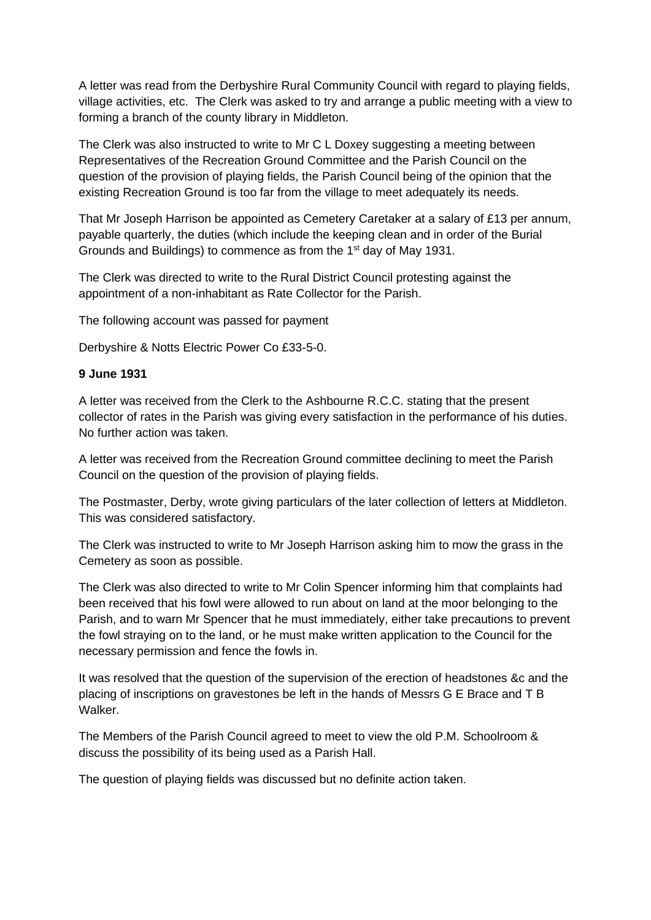A letter was read from the Derbyshire Rural Community Council with regard to playing fields, village activities, etc. The Clerk was asked to try and arrange a public meeting with a view to forming a branch of the county library in Middleton.

The Clerk was also instructed to write to Mr C L Doxey suggesting a meeting between Representatives of the Recreation Ground Committee and the Parish Council on the question of the provision of playing fields, the Parish Council being of the opinion that the existing Recreation Ground is too far from the village to meet adequately its needs.

That Mr Joseph Harrison be appointed as Cemetery Caretaker at a salary of £13 per annum, payable quarterly, the duties (which include the keeping clean and in order of the Burial Grounds and Buildings) to commence as from the 1st day of May 1931.

The Clerk was directed to write to the Rural District Council protesting against the appointment of a non-inhabitant as Rate Collector for the Parish.

The following account was passed for payment

Derbyshire & Notts Electric Power Co £33-5-0.

**9 June 1931**

A letter was received from the Clerk to the Ashbourne R.C.C. stating that the present collector of rates in the Parish was giving every satisfaction in the performance of his duties. No further action was taken.

A letter was received from the Recreation Ground committee declining to meet the Parish Council on the question of the provision of playing fields.

The Postmaster, Derby, wrote giving particulars of the later collection of letters at Middleton. This was considered satisfactory.

The Clerk was instructed to write to Mr Joseph Harrison asking him to mow the grass in the Cemetery as soon as possible.

The Clerk was also directed to write to Mr Colin Spencer informing him that complaints had been received that his fowl were allowed to run about on land at the moor belonging to the Parish, and to warn Mr Spencer that he must immediately, either take precautions to prevent the fowl straying on to the land, or he must make written application to the Council for the necessary permission and fence the fowls in.

It was resolved that the question of the supervision of the erection of headstones &c and the placing of inscriptions on gravestones be left in the hands of Messrs G E Brace and T B Walker.

The Members of the Parish Council agreed to meet to view the old P.M. Schoolroom & discuss the possibility of its being used as a Parish Hall.

The question of playing fields was discussed but no definite action taken.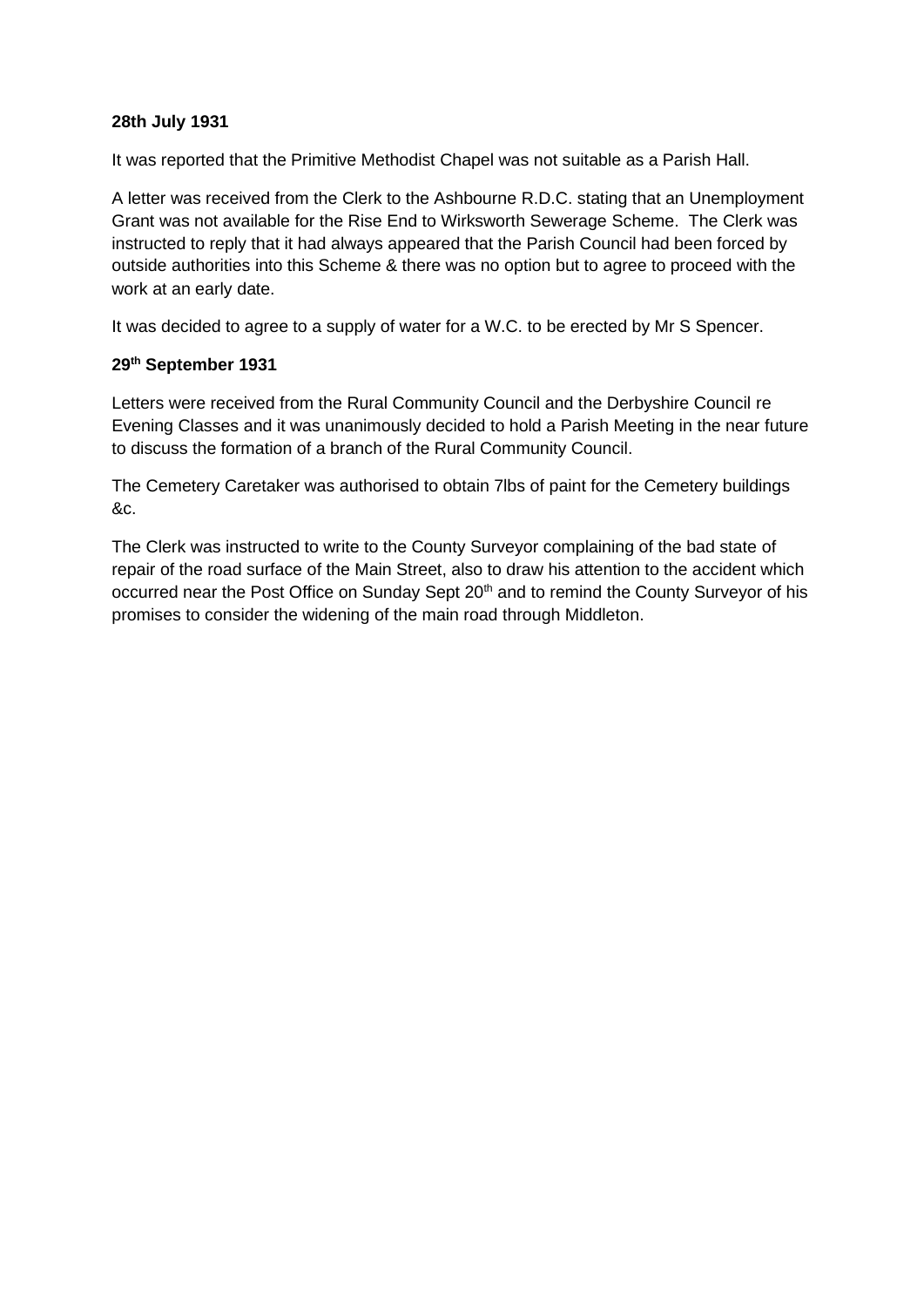**28th July 1931**

It was reported that the Primitive Methodist Chapel was not suitable as a Parish Hall.

A letter was received from the Clerk to the Ashbourne R.D.C. stating that an Unemployment Grant was not available for the Rise End to Wirksworth Sewerage Scheme. The Clerk was instructed to reply that it had always appeared that the Parish Council had been forced by outside authorities into this Scheme & there was no option but to agree to proceed with the work at an early date.

It was decided to agree to a supply of water for a W.C. to be erected by Mr S Spencer.

**29th September 1931**

Letters were received from the Rural Community Council and the Derbyshire Council re Evening Classes and it was unanimously decided to hold a Parish Meeting in the near future to discuss the formation of a branch of the Rural Community Council.

The Cemetery Caretaker was authorised to obtain 7lbs of paint for the Cemetery buildings &c.

The Clerk was instructed to write to the County Surveyor complaining of the bad state of repair of the road surface of the Main Street, also to draw his attention to the accident which occurred near the Post Office on Sunday Sept 20th and to remind the County Surveyor of his promises to consider the widening of the main road through Middleton.